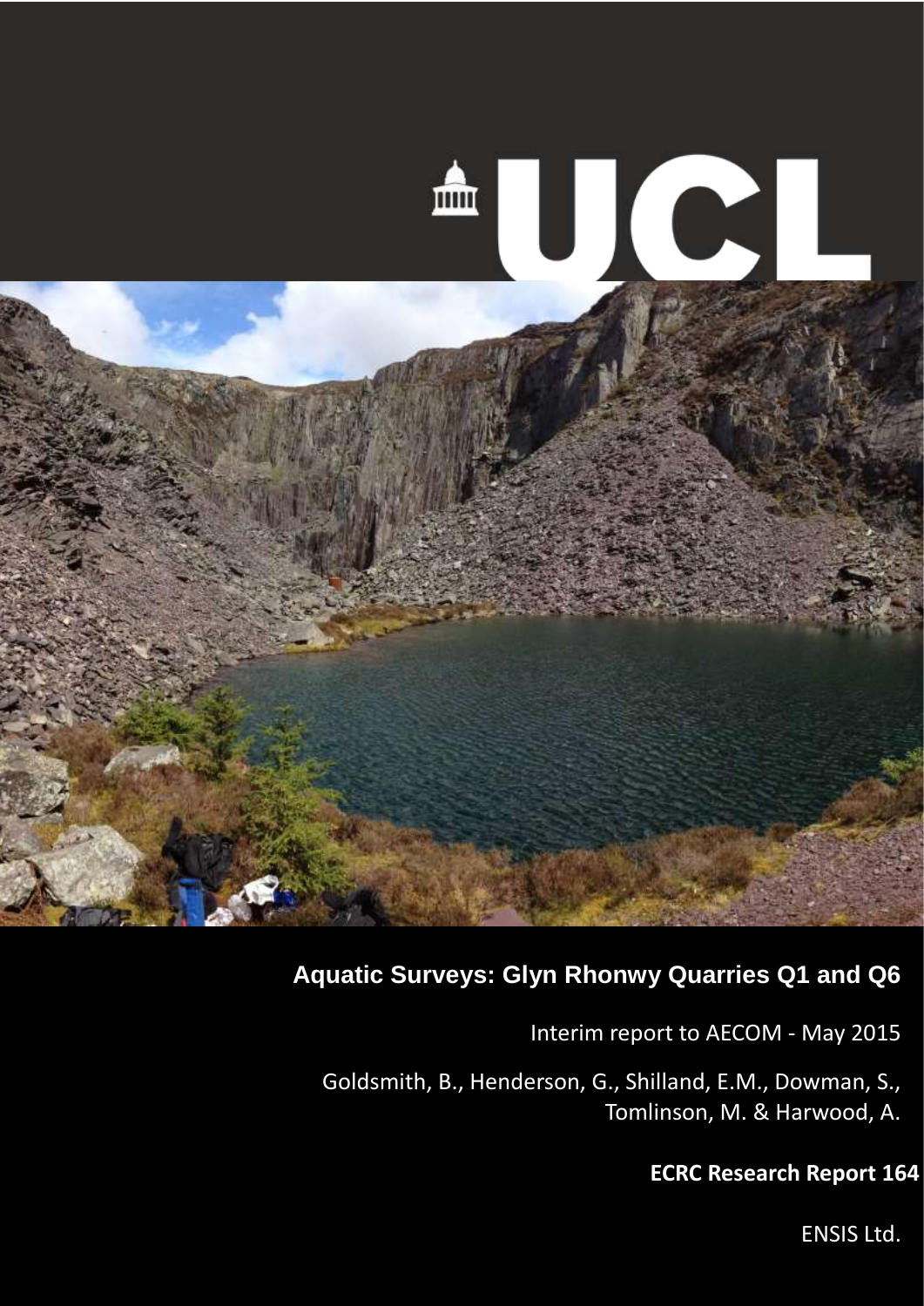# Aquatic Surveys: Glyn Rhonwy Quarries Q1 and Q6

Interim report to AECOM - May 2015

Goldsmith, B., Henderson, G., Shilland, E.M., Dowman, S., Tomlinson, M. & Harwood, A.

**ECRC Research Report 164**

ENSIS Ltd.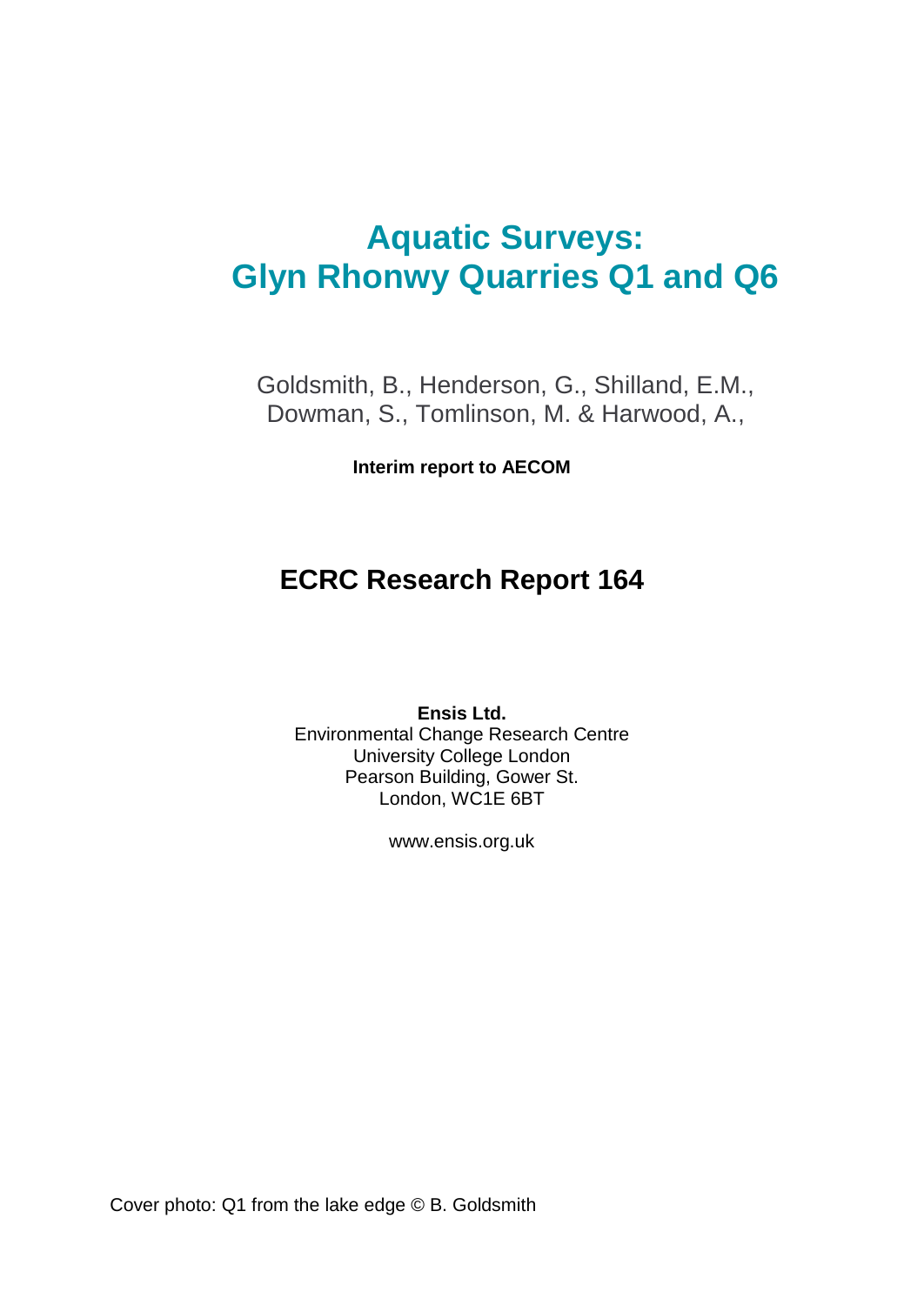# Aquatic Surveys: Glyn Rhonwy Quarries Q1 and Q6

Goldsmith, B., Henderson, G., Shilland, E.M., Dowman, S., Tomlinson, M. & Harwood, A.,

**Interim report to AECOM**

## ECRC Research Report 164

**Ensis Ltd.**
Environmental Change Research Centre
University College London
Pearson Building, Gower St.
London, WC1E 6BT

www.ensis.org.uk

Cover photo: Q1 from the lake edge © B. Goldsmith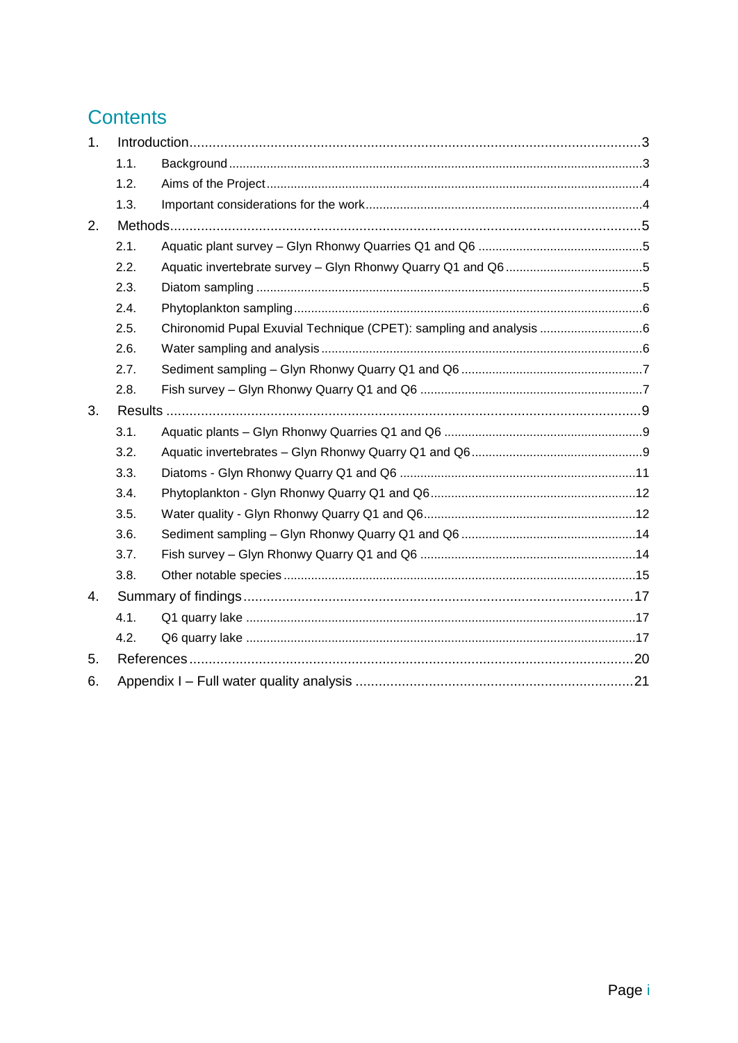# Contents

1. Introduction ..... 3
   - 1.1. Background ..... 3
   - 1.2. Aims of the Project ..... 4
   - 1.3. Important considerations for the work ..... 4
2. Methods ..... 5
   - 2.1. Aquatic plant survey – Glyn Rhonwy Quarries Q1 and Q6 ..... 5
   - 2.2. Aquatic invertebrate survey – Glyn Rhonwy Quarry Q1 and Q6 ..... 5
   - 2.3. Diatom sampling ..... 5
   - 2.4. Phytoplankton sampling ..... 6
   - 2.5. Chironomid Pupal Exuvial Technique (CPET): sampling and analysis ..... 6
   - 2.6. Water sampling and analysis ..... 6
   - 2.7. Sediment sampling – Glyn Rhonwy Quarry Q1 and Q6 ..... 7
   - 2.8. Fish survey – Glyn Rhonwy Quarry Q1 and Q6 ..... 7
3. Results ..... 9
   - 3.1. Aquatic plants – Glyn Rhonwy Quarries Q1 and Q6 ..... 9
   - 3.2. Aquatic invertebrates – Glyn Rhonwy Quarry Q1 and Q6 ..... 9
   - 3.3. Diatoms - Glyn Rhonwy Quarry Q1 and Q6 ..... 11
   - 3.4. Phytoplankton - Glyn Rhonwy Quarry Q1 and Q6 ..... 12
   - 3.5. Water quality - Glyn Rhonwy Quarry Q1 and Q6 ..... 12
   - 3.6. Sediment sampling – Glyn Rhonwy Quarry Q1 and Q6 ..... 14
   - 3.7. Fish survey – Glyn Rhonwy Quarry Q1 and Q6 ..... 14
   - 3.8. Other notable species ..... 15
4. Summary of findings ..... 17
   - 4.1. Q1 quarry lake ..... 17
   - 4.2. Q6 quarry lake ..... 17
5. References ..... 20
6. Appendix I – Full water quality analysis ..... 21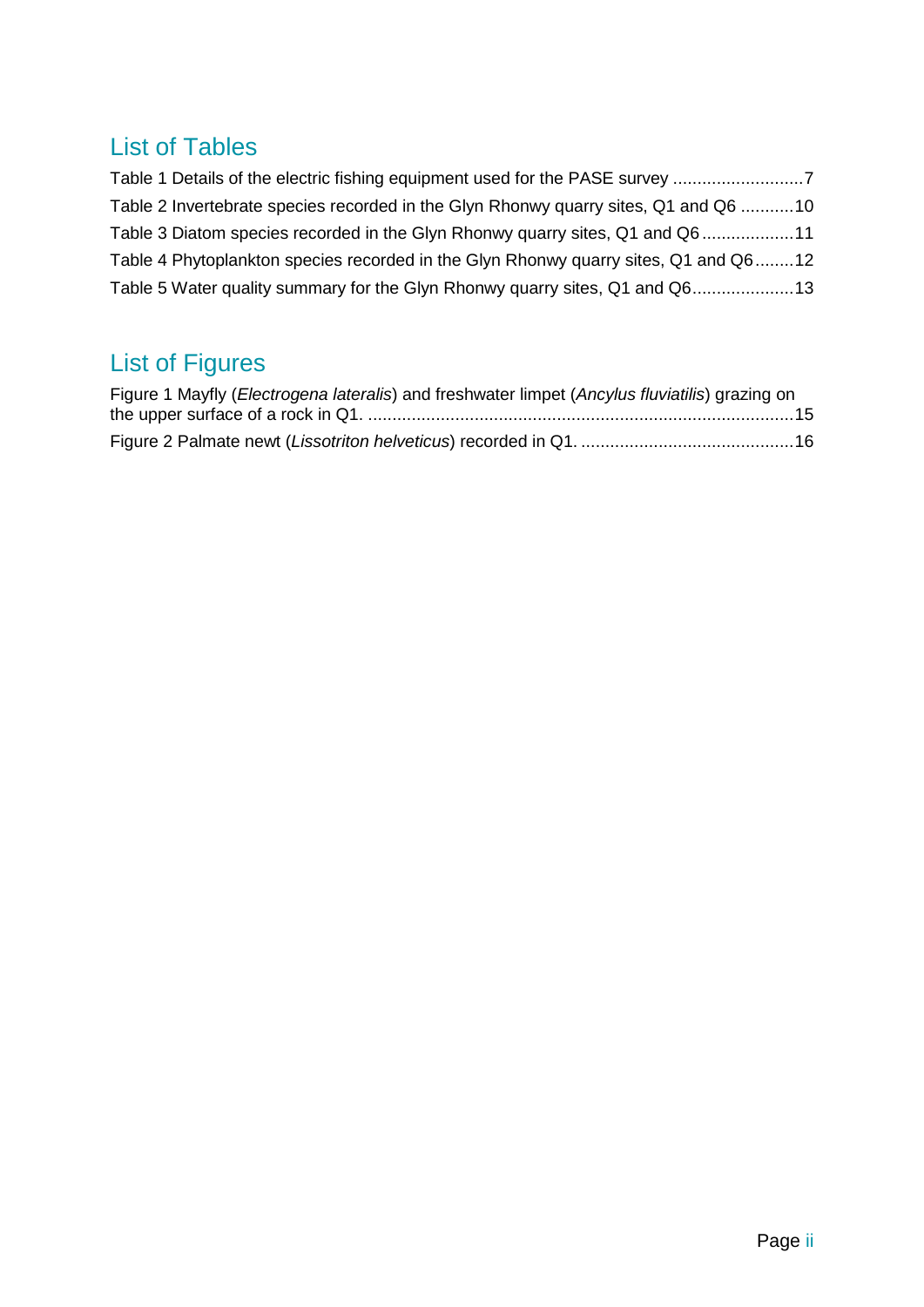## List of Tables

Table 1 Details of the electric fishing equipment used for the PASE survey ...........................7

Table 2 Invertebrate species recorded in the Glyn Rhonwy quarry sites, Q1 and Q6 ...........10

Table 3 Diatom species recorded in the Glyn Rhonwy quarry sites, Q1 and Q6 ...................11

Table 4 Phytoplankton species recorded in the Glyn Rhonwy quarry sites, Q1 and Q6........12

Table 5 Water quality summary for the Glyn Rhonwy quarry sites, Q1 and Q6.....................13

## List of Figures

Figure 1 Mayfly (*Electrogena lateralis*) and freshwater limpet (*Ancylus fluviatilis*) grazing on the upper surface of a rock in Q1. .......................................................................................15

Figure 2 Palmate newt (*Lissotriton helveticus*) recorded in Q1. ............................................16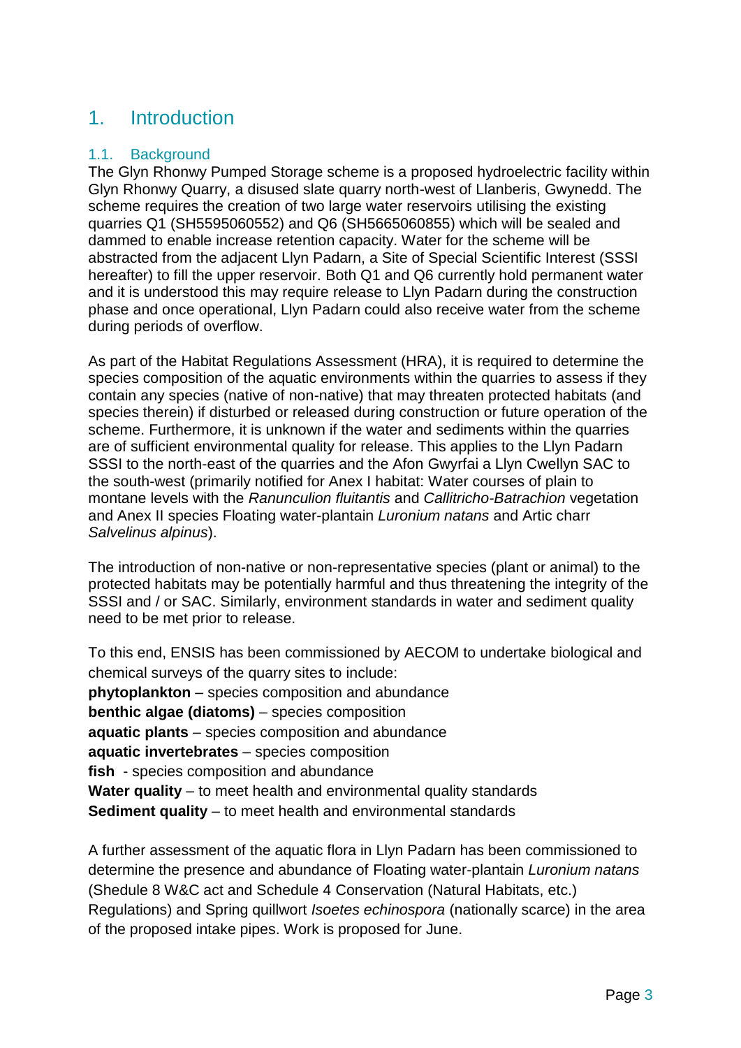# 1. Introduction

## 1.1. Background

The Glyn Rhonwy Pumped Storage scheme is a proposed hydroelectric facility within Glyn Rhonwy Quarry, a disused slate quarry north-west of Llanberis, Gwynedd. The scheme requires the creation of two large water reservoirs utilising the existing quarries Q1 (SH5595060552) and Q6 (SH5665060855) which will be sealed and dammed to enable increase retention capacity. Water for the scheme will be abstracted from the adjacent Llyn Padarn, a Site of Special Scientific Interest (SSSI hereafter) to fill the upper reservoir. Both Q1 and Q6 currently hold permanent water and it is understood this may require release to Llyn Padarn during the construction phase and once operational, Llyn Padarn could also receive water from the scheme during periods of overflow.

As part of the Habitat Regulations Assessment (HRA), it is required to determine the species composition of the aquatic environments within the quarries to assess if they contain any species (native of non-native) that may threaten protected habitats (and species therein) if disturbed or released during construction or future operation of the scheme. Furthermore, it is unknown if the water and sediments within the quarries are of sufficient environmental quality for release. This applies to the Llyn Padarn SSSI to the north-east of the quarries and the Afon Gwyrfai a Llyn Cwellyn SAC to the south-west (primarily notified for Anex I habitat: Water courses of plain to montane levels with the *Ranunculion fluitantis* and *Callitricho-Batrachion* vegetation and Anex II species Floating water-plantain *Luronium natans* and Artic charr *Salvelinus alpinus*).

The introduction of non-native or non-representative species (plant or animal) to the protected habitats may be potentially harmful and thus threatening the integrity of the SSSI and / or SAC. Similarly, environment standards in water and sediment quality need to be met prior to release.

To this end, ENSIS has been commissioned by AECOM to undertake biological and chemical surveys of the quarry sites to include:

**phytoplankton** – species composition and abundance
**benthic algae (diatoms)** – species composition
**aquatic plants** – species composition and abundance
**aquatic invertebrates** – species composition
**fish** - species composition and abundance
**Water quality** – to meet health and environmental quality standards
**Sediment quality** – to meet health and environmental standards

A further assessment of the aquatic flora in Llyn Padarn has been commissioned to determine the presence and abundance of Floating water-plantain *Luronium natans* (Shedule 8 W&C act and Schedule 4 Conservation (Natural Habitats, etc.) Regulations) and Spring quillwort *Isoetes echinospora* (nationally scarce) in the area of the proposed intake pipes. Work is proposed for June.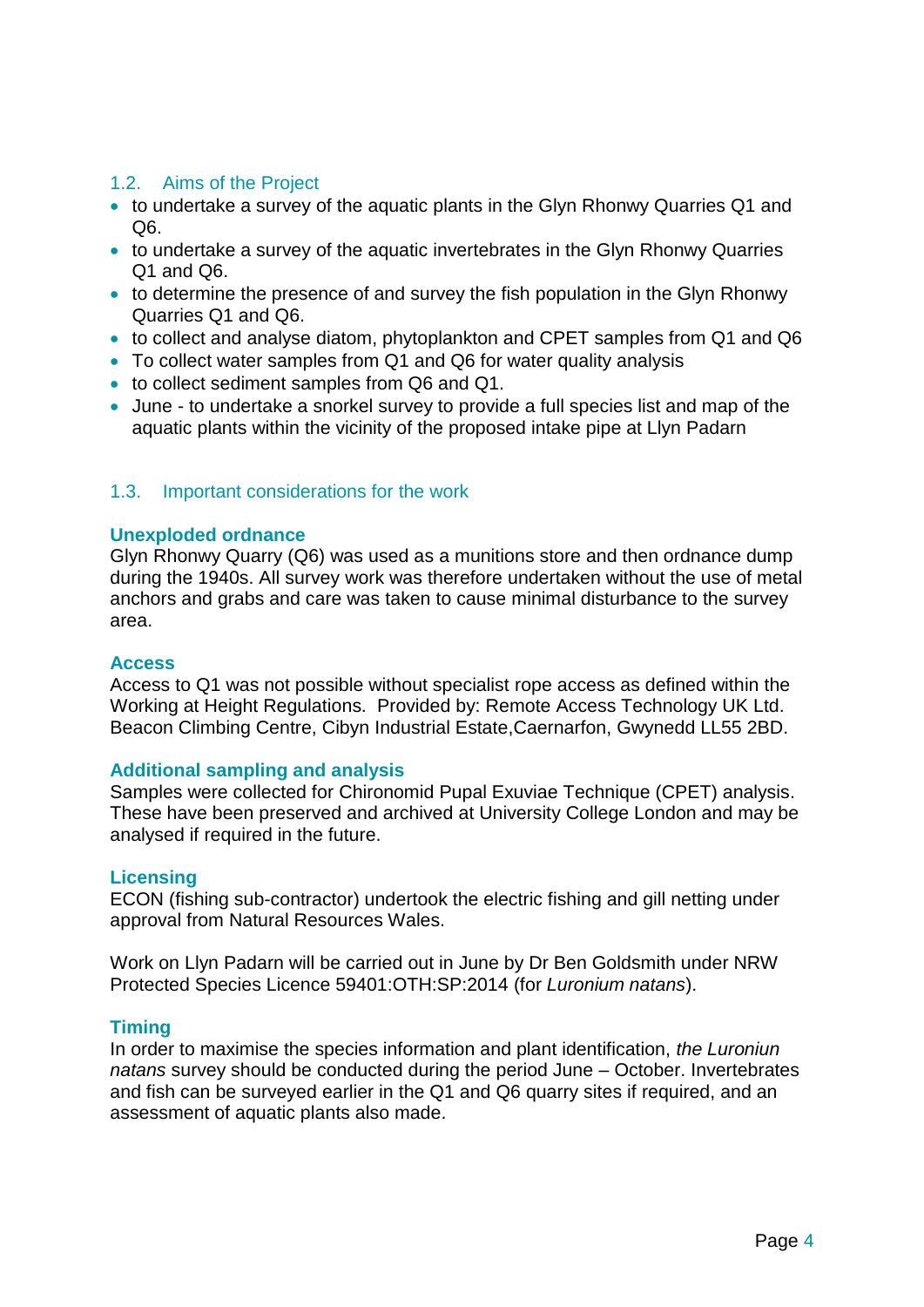## 1.2. Aims of the Project

- to undertake a survey of the aquatic plants in the Glyn Rhonwy Quarries Q1 and Q6.
- to undertake a survey of the aquatic invertebrates in the Glyn Rhonwy Quarries Q1 and Q6.
- to determine the presence of and survey the fish population in the Glyn Rhonwy Quarries Q1 and Q6.
- to collect and analyse diatom, phytoplankton and CPET samples from Q1 and Q6
- To collect water samples from Q1 and Q6 for water quality analysis
- to collect sediment samples from Q6 and Q1.
- June - to undertake a snorkel survey to provide a full species list and map of the aquatic plants within the vicinity of the proposed intake pipe at Llyn Padarn

## 1.3. Important considerations for the work

### Unexploded ordnance

Glyn Rhonwy Quarry (Q6) was used as a munitions store and then ordnance dump during the 1940s. All survey work was therefore undertaken without the use of metal anchors and grabs and care was taken to cause minimal disturbance to the survey area.

### Access

Access to Q1 was not possible without specialist rope access as defined within the Working at Height Regulations. Provided by: Remote Access Technology UK Ltd. Beacon Climbing Centre, Cibyn Industrial Estate,Caernarfon, Gwynedd LL55 2BD.

### Additional sampling and analysis

Samples were collected for Chironomid Pupal Exuviae Technique (CPET) analysis. These have been preserved and archived at University College London and may be analysed if required in the future.

### Licensing

ECON (fishing sub-contractor) undertook the electric fishing and gill netting under approval from Natural Resources Wales.

Work on Llyn Padarn will be carried out in June by Dr Ben Goldsmith under NRW Protected Species Licence 59401:OTH:SP:2014 (for *Luronium natans*).

### Timing

In order to maximise the species information and plant identification, *the Luroniun natans* survey should be conducted during the period June – October. Invertebrates and fish can be surveyed earlier in the Q1 and Q6 quarry sites if required, and an assessment of aquatic plants also made.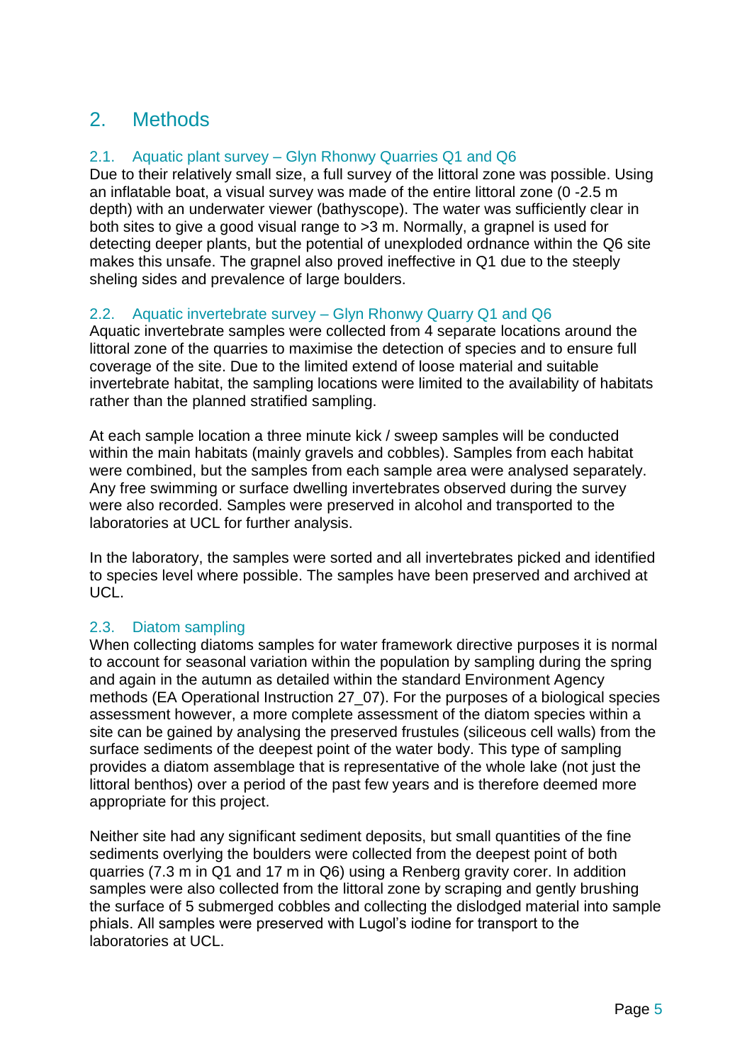# 2. Methods

## 2.1. Aquatic plant survey – Glyn Rhonwy Quarries Q1 and Q6

Due to their relatively small size, a full survey of the littoral zone was possible. Using an inflatable boat, a visual survey was made of the entire littoral zone (0 -2.5 m depth) with an underwater viewer (bathyscope). The water was sufficiently clear in both sites to give a good visual range to >3 m. Normally, a grapnel is used for detecting deeper plants, but the potential of unexploded ordnance within the Q6 site makes this unsafe. The grapnel also proved ineffective in Q1 due to the steeply sheling sides and prevalence of large boulders.

## 2.2. Aquatic invertebrate survey – Glyn Rhonwy Quarry Q1 and Q6

Aquatic invertebrate samples were collected from 4 separate locations around the littoral zone of the quarries to maximise the detection of species and to ensure full coverage of the site. Due to the limited extend of loose material and suitable invertebrate habitat, the sampling locations were limited to the availability of habitats rather than the planned stratified sampling.

At each sample location a three minute kick / sweep samples will be conducted within the main habitats (mainly gravels and cobbles). Samples from each habitat were combined, but the samples from each sample area were analysed separately. Any free swimming or surface dwelling invertebrates observed during the survey were also recorded. Samples were preserved in alcohol and transported to the laboratories at UCL for further analysis.

In the laboratory, the samples were sorted and all invertebrates picked and identified to species level where possible. The samples have been preserved and archived at UCL.

## 2.3. Diatom sampling

When collecting diatoms samples for water framework directive purposes it is normal to account for seasonal variation within the population by sampling during the spring and again in the autumn as detailed within the standard Environment Agency methods (EA Operational Instruction 27_07). For the purposes of a biological species assessment however, a more complete assessment of the diatom species within a site can be gained by analysing the preserved frustules (siliceous cell walls) from the surface sediments of the deepest point of the water body. This type of sampling provides a diatom assemblage that is representative of the whole lake (not just the littoral benthos) over a period of the past few years and is therefore deemed more appropriate for this project.

Neither site had any significant sediment deposits, but small quantities of the fine sediments overlying the boulders were collected from the deepest point of both quarries (7.3 m in Q1 and 17 m in Q6) using a Renberg gravity corer. In addition samples were also collected from the littoral zone by scraping and gently brushing the surface of 5 submerged cobbles and collecting the dislodged material into sample phials. All samples were preserved with Lugol's iodine for transport to the laboratories at UCL.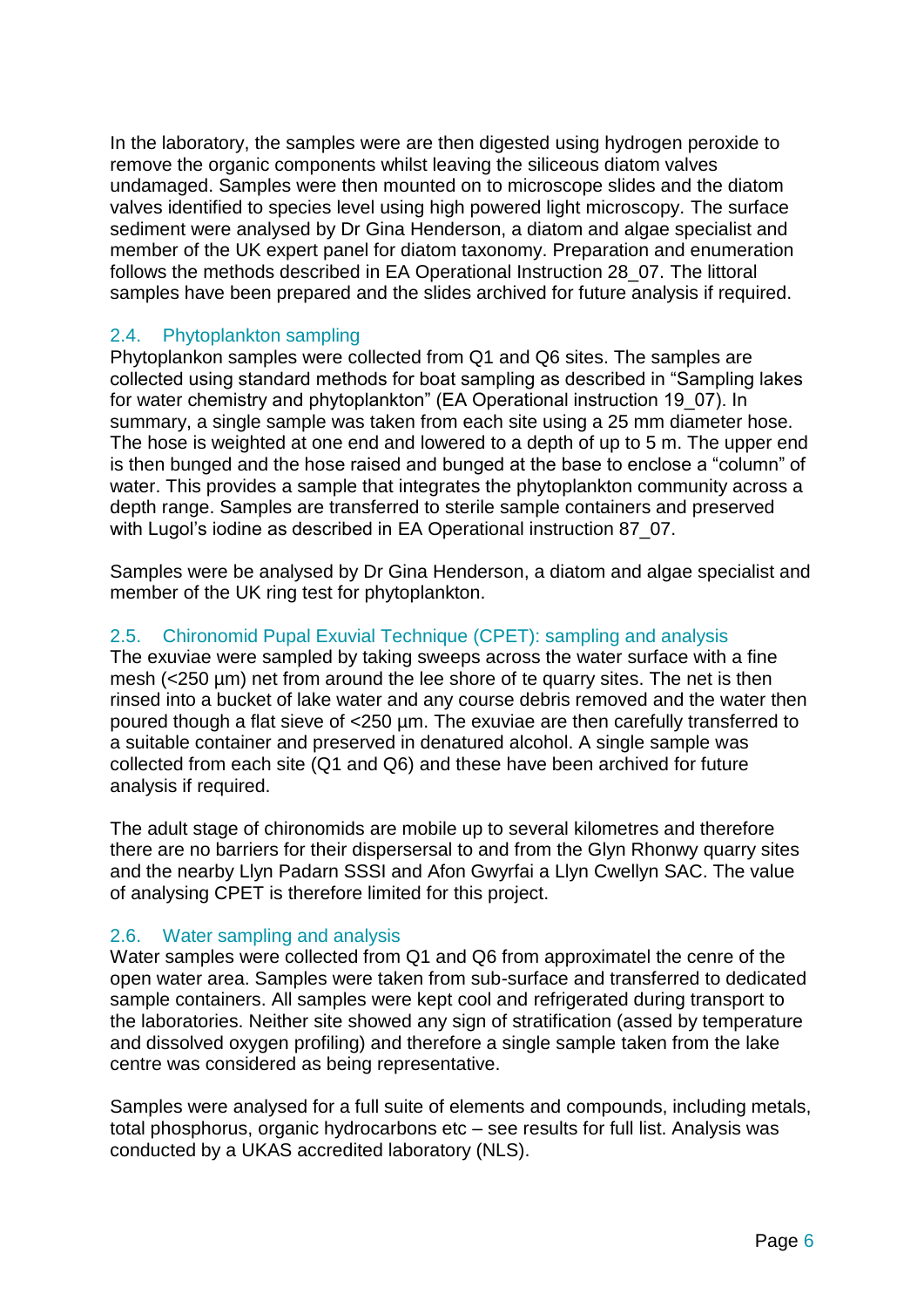In the laboratory, the samples were are then digested using hydrogen peroxide to remove the organic components whilst leaving the siliceous diatom valves undamaged. Samples were then mounted on to microscope slides and the diatom valves identified to species level using high powered light microscopy. The surface sediment were analysed by Dr Gina Henderson, a diatom and algae specialist and member of the UK expert panel for diatom taxonomy. Preparation and enumeration follows the methods described in EA Operational Instruction 28_07. The littoral samples have been prepared and the slides archived for future analysis if required.

## 2.4. Phytoplankton sampling

Phytoplankon samples were collected from Q1 and Q6 sites. The samples are collected using standard methods for boat sampling as described in "Sampling lakes for water chemistry and phytoplankton" (EA Operational instruction 19_07). In summary, a single sample was taken from each site using a 25 mm diameter hose. The hose is weighted at one end and lowered to a depth of up to 5 m. The upper end is then bunged and the hose raised and bunged at the base to enclose a "column" of water. This provides a sample that integrates the phytoplankton community across a depth range. Samples are transferred to sterile sample containers and preserved with Lugol's iodine as described in EA Operational instruction 87_07.

Samples were be analysed by Dr Gina Henderson, a diatom and algae specialist and member of the UK ring test for phytoplankton.

## 2.5. Chironomid Pupal Exuvial Technique (CPET): sampling and analysis

The exuviae were sampled by taking sweeps across the water surface with a fine mesh (<250 µm) net from around the lee shore of te quarry sites. The net is then rinsed into a bucket of lake water and any course debris removed and the water then poured though a flat sieve of <250 µm. The exuviae are then carefully transferred to a suitable container and preserved in denatured alcohol. A single sample was collected from each site (Q1 and Q6) and these have been archived for future analysis if required.

The adult stage of chironomids are mobile up to several kilometres and therefore there are no barriers for their dispersersal to and from the Glyn Rhonwy quarry sites and the nearby Llyn Padarn SSSI and Afon Gwyrfai a Llyn Cwellyn SAC. The value of analysing CPET is therefore limited for this project.

## 2.6. Water sampling and analysis

Water samples were collected from Q1 and Q6 from approximatel the cenre of the open water area. Samples were taken from sub-surface and transferred to dedicated sample containers. All samples were kept cool and refrigerated during transport to the laboratories. Neither site showed any sign of stratification (assed by temperature and dissolved oxygen profiling) and therefore a single sample taken from the lake centre was considered as being representative.

Samples were analysed for a full suite of elements and compounds, including metals, total phosphorus, organic hydrocarbons etc – see results for full list. Analysis was conducted by a UKAS accredited laboratory (NLS).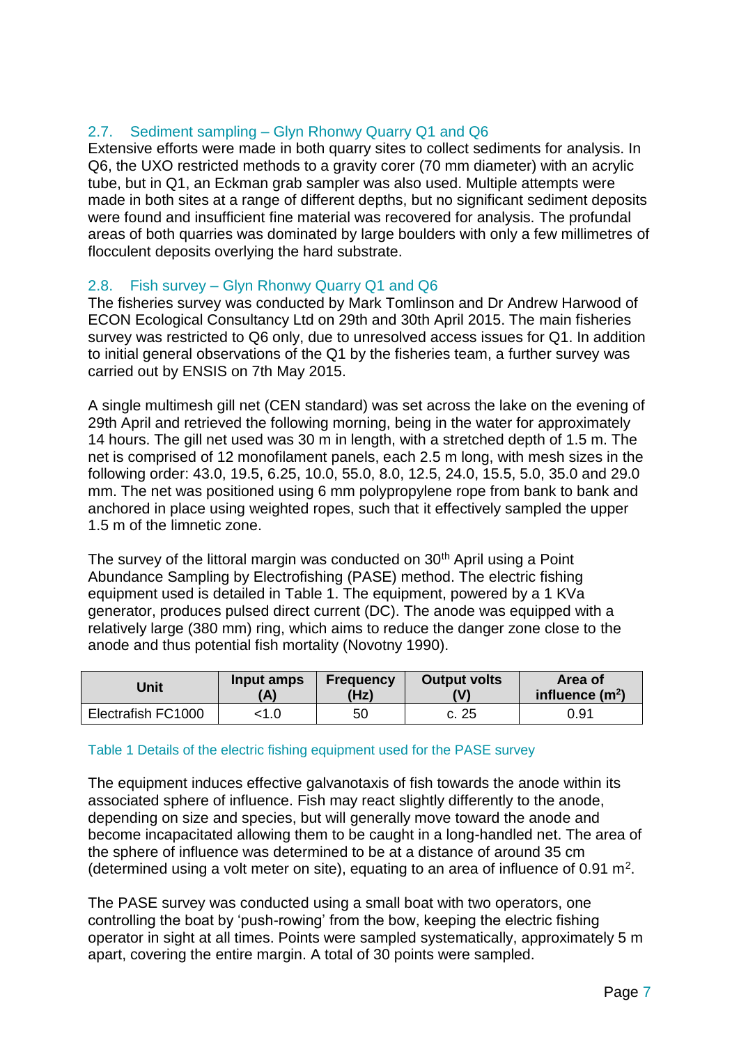## 2.7. Sediment sampling – Glyn Rhonwy Quarry Q1 and Q6

Extensive efforts were made in both quarry sites to collect sediments for analysis. In Q6, the UXO restricted methods to a gravity corer (70 mm diameter) with an acrylic tube, but in Q1, an Eckman grab sampler was also used. Multiple attempts were made in both sites at a range of different depths, but no significant sediment deposits were found and insufficient fine material was recovered for analysis. The profundal areas of both quarries was dominated by large boulders with only a few millimetres of flocculent deposits overlying the hard substrate.

## 2.8. Fish survey – Glyn Rhonwy Quarry Q1 and Q6

The fisheries survey was conducted by Mark Tomlinson and Dr Andrew Harwood of ECON Ecological Consultancy Ltd on 29th and 30th April 2015. The main fisheries survey was restricted to Q6 only, due to unresolved access issues for Q1. In addition to initial general observations of the Q1 by the fisheries team, a further survey was carried out by ENSIS on 7th May 2015.

A single multimesh gill net (CEN standard) was set across the lake on the evening of 29th April and retrieved the following morning, being in the water for approximately 14 hours. The gill net used was 30 m in length, with a stretched depth of 1.5 m. The net is comprised of 12 monofilament panels, each 2.5 m long, with mesh sizes in the following order: 43.0, 19.5, 6.25, 10.0, 55.0, 8.0, 12.5, 24.0, 15.5, 5.0, 35.0 and 29.0 mm. The net was positioned using 6 mm polypropylene rope from bank to bank and anchored in place using weighted ropes, such that it effectively sampled the upper 1.5 m of the limnetic zone.

The survey of the littoral margin was conducted on 30th April using a Point Abundance Sampling by Electrofishing (PASE) method. The electric fishing equipment used is detailed in Table 1. The equipment, powered by a 1 KVa generator, produces pulsed direct current (DC). The anode was equipped with a relatively large (380 mm) ring, which aims to reduce the danger zone close to the anode and thus potential fish mortality (Novotny 1990).

| Unit | Input amps (A) | Frequency (Hz) | Output volts (V) | Area of influence ($m^2$) |
|---|---|---|---|---|
| Electrafish FC1000 | <1.0 | 50 | c. 25 | 0.91 |

Table 1 Details of the electric fishing equipment used for the PASE survey

The equipment induces effective galvanotaxis of fish towards the anode within its associated sphere of influence. Fish may react slightly differently to the anode, depending on size and species, but will generally move toward the anode and become incapacitated allowing them to be caught in a long-handled net. The area of the sphere of influence was determined to be at a distance of around 35 cm (determined using a volt meter on site), equating to an area of influence of 0.91 $m^2$.

The PASE survey was conducted using a small boat with two operators, one controlling the boat by 'push-rowing' from the bow, keeping the electric fishing operator in sight at all times. Points were sampled systematically, approximately 5 m apart, covering the entire margin. A total of 30 points were sampled.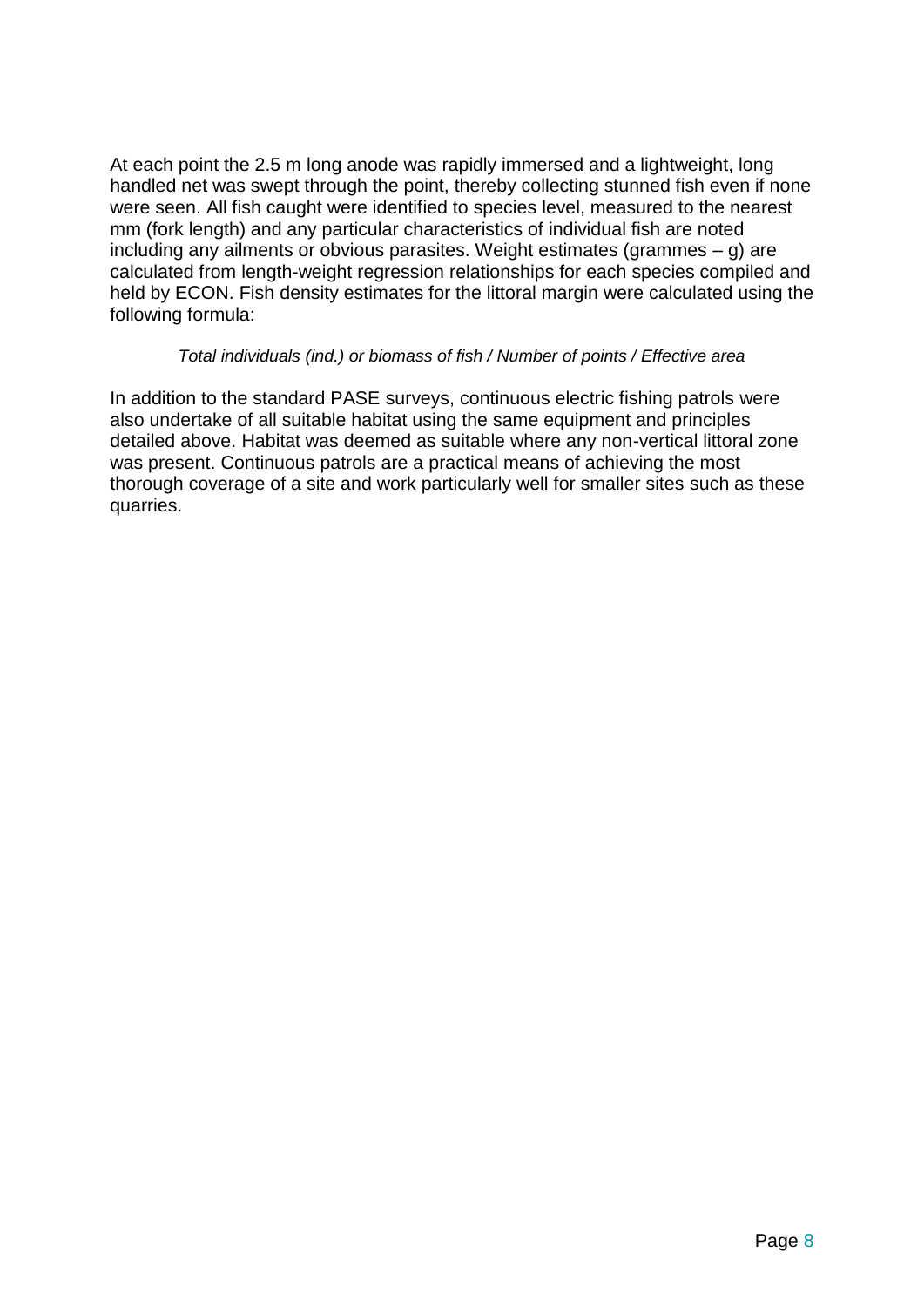At each point the 2.5 m long anode was rapidly immersed and a lightweight, long handled net was swept through the point, thereby collecting stunned fish even if none were seen. All fish caught were identified to species level, measured to the nearest mm (fork length) and any particular characteristics of individual fish are noted including any ailments or obvious parasites. Weight estimates (grammes – g) are calculated from length-weight regression relationships for each species compiled and held by ECON. Fish density estimates for the littoral margin were calculated using the following formula:

*Total individuals (ind.) or biomass of fish / Number of points / Effective area*

In addition to the standard PASE surveys, continuous electric fishing patrols were also undertake of all suitable habitat using the same equipment and principles detailed above. Habitat was deemed as suitable where any non-vertical littoral zone was present. Continuous patrols are a practical means of achieving the most thorough coverage of a site and work particularly well for smaller sites such as these quarries.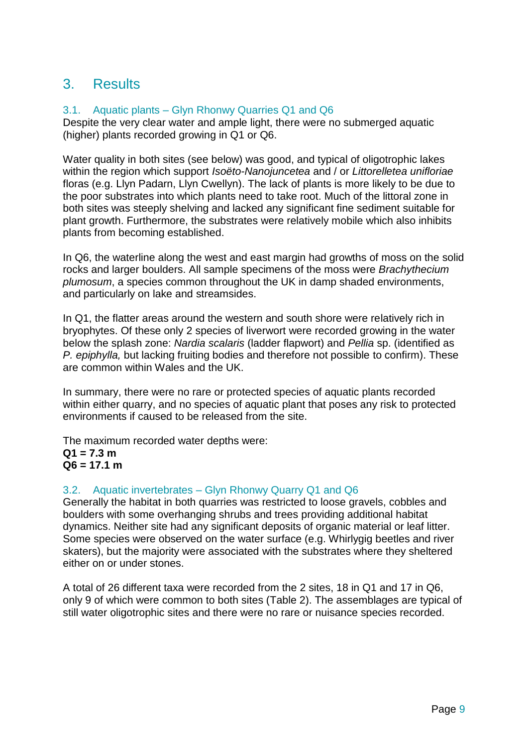# 3. Results

## 3.1. Aquatic plants – Glyn Rhonwy Quarries Q1 and Q6

Despite the very clear water and ample light, there were no submerged aquatic (higher) plants recorded growing in Q1 or Q6.

Water quality in both sites (see below) was good, and typical of oligotrophic lakes within the region which support *Isoëto-Nanojuncetea* and / or *Littorelletea unifloriae* floras (e.g. Llyn Padarn, Llyn Cwellyn). The lack of plants is more likely to be due to the poor substrates into which plants need to take root. Much of the littoral zone in both sites was steeply shelving and lacked any significant fine sediment suitable for plant growth. Furthermore, the substrates were relatively mobile which also inhibits plants from becoming established.

In Q6, the waterline along the west and east margin had growths of moss on the solid rocks and larger boulders. All sample specimens of the moss were *Brachythecium plumosum*, a species common throughout the UK in damp shaded environments, and particularly on lake and streamsides.

In Q1, the flatter areas around the western and south shore were relatively rich in bryophytes. Of these only 2 species of liverwort were recorded growing in the water below the splash zone: *Nardia scalaris* (ladder flapwort) and *Pellia* sp. (identified as *P. epiphylla,* but lacking fruiting bodies and therefore not possible to confirm). These are common within Wales and the UK.

In summary, there were no rare or protected species of aquatic plants recorded within either quarry, and no species of aquatic plant that poses any risk to protected environments if caused to be released from the site.

The maximum recorded water depths were:
**Q1 = 7.3 m**
**Q6 = 17.1 m**

## 3.2. Aquatic invertebrates – Glyn Rhonwy Quarry Q1 and Q6

Generally the habitat in both quarries was restricted to loose gravels, cobbles and boulders with some overhanging shrubs and trees providing additional habitat dynamics. Neither site had any significant deposits of organic material or leaf litter. Some species were observed on the water surface (e.g. Whirlygig beetles and river skaters), but the majority were associated with the substrates where they sheltered either on or under stones.

A total of 26 different taxa were recorded from the 2 sites, 18 in Q1 and 17 in Q6, only 9 of which were common to both sites (Table 2). The assemblages are typical of still water oligotrophic sites and there were no rare or nuisance species recorded.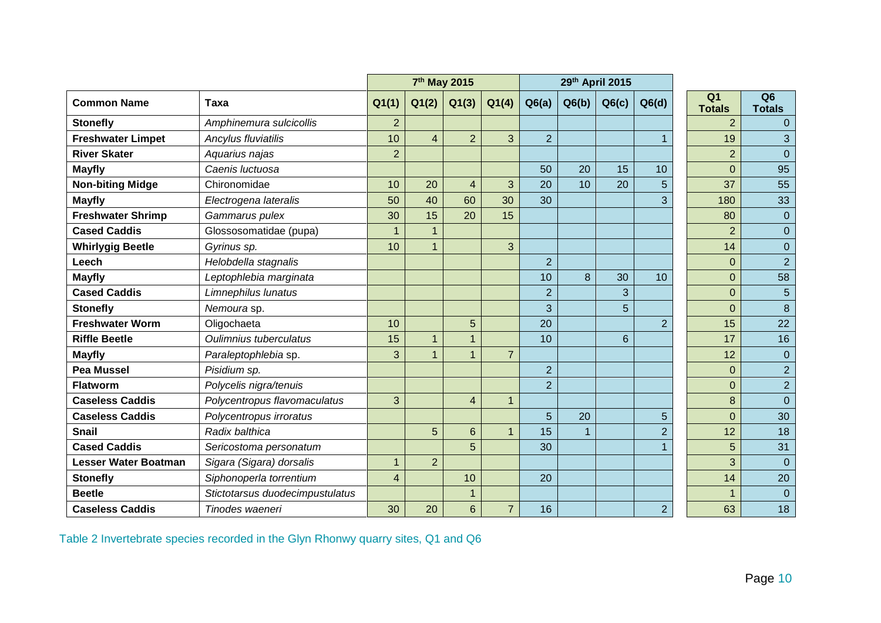| | | 7th May 2015 | | | | 29th April 2015 | | | | | |
|---|---|---|---|---|---|---|---|---|---|---|---|
| **Common Name** | **Taxa** | **Q1(1)** | **Q1(2)** | **Q1(3)** | **Q1(4)** | **Q6(a)** | **Q6(b)** | **Q6(c)** | **Q6(d)** | **Q1 Totals** | **Q6 Totals** |
| **Stonefly** | *Amphinemura sulcicollis* | 2 | | | | | | | | 2 | 0 |
| **Freshwater Limpet** | *Ancylus fluviatilis* | 10 | 4 | 2 | 3 | 2 | | | 1 | 19 | 3 |
| **River Skater** | *Aquarius najas* | 2 | | | | | | | | 2 | 0 |
| **Mayfly** | *Caenis luctuosa* | | | | | 50 | 20 | 15 | 10 | 0 | 95 |
| **Non-biting Midge** | Chironomidae | 10 | 20 | 4 | 3 | 20 | 10 | 20 | 5 | 37 | 55 |
| **Mayfly** | *Electrogena lateralis* | 50 | 40 | 60 | 30 | 30 | | | 3 | 180 | 33 |
| **Freshwater Shrimp** | *Gammarus pulex* | 30 | 15 | 20 | 15 | | | | | 80 | 0 |
| **Cased Caddis** | Glossosomatidae (pupa) | 1 | 1 | | | | | | | 2 | 0 |
| **Whirlygig Beetle** | *Gyrinus sp.* | 10 | 1 | | 3 | | | | | 14 | 0 |
| **Leech** | *Helobdella stagnalis* | | | | | 2 | | | | 0 | 2 |
| **Mayfly** | *Leptophlebia marginata* | | | | | 10 | 8 | 30 | 10 | 0 | 58 |
| **Cased Caddis** | *Limnephilus lunatus* | | | | | 2 | | 3 | | 0 | 5 |
| **Stonefly** | *Nemoura* sp. | | | | | 3 | | 5 | | 0 | 8 |
| **Freshwater Worm** | Oligochaeta | 10 | | 5 | | 20 | | | 2 | 15 | 22 |
| **Riffle Beetle** | *Oulimnius tuberculatus* | 15 | 1 | 1 | | 10 | | 6 | | 17 | 16 |
| **Mayfly** | *Paraleptophlebia* sp. | 3 | 1 | 1 | 7 | | | | | 12 | 0 |
| **Pea Mussel** | *Pisidium sp.* | | | | | 2 | | | | 0 | 2 |
| **Flatworm** | *Polycelis nigra/tenuis* | | | | | 2 | | | | 0 | 2 |
| **Caseless Caddis** | *Polycentropus flavomaculatus* | 3 | | 4 | 1 | | | | | 8 | 0 |
| **Caseless Caddis** | *Polycentropus irroratus* | | | | | 5 | 20 | | 5 | 0 | 30 |
| **Snail** | *Radix balthica* | | 5 | 6 | 1 | 15 | 1 | | 2 | 12 | 18 |
| **Cased Caddis** | *Sericostoma personatum* | | | 5 | | 30 | | | 1 | 5 | 31 |
| **Lesser Water Boatman** | *Sigara (Sigara) dorsalis* | 1 | 2 | | | | | | | 3 | 0 |
| **Stonefly** | *Siphonoperla torrentium* | 4 | | 10 | | 20 | | | | 14 | 20 |
| **Beetle** | *Stictotarsus duodecimpustulatus* | | | 1 | | | | | | 1 | 0 |
| **Caseless Caddis** | *Tinodes waeneri* | 30 | 20 | 6 | 7 | 16 | | | 2 | 63 | 18 |

Table 2 Invertebrate species recorded in the Glyn Rhonwy quarry sites, Q1 and Q6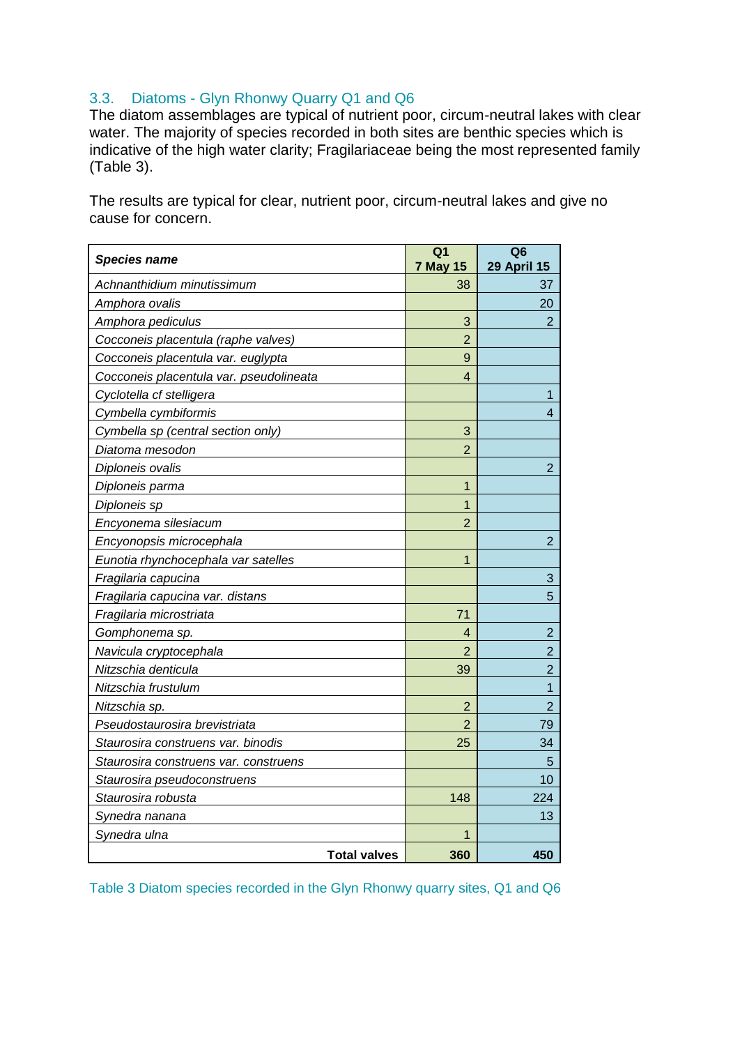### 3.3. Diatoms - Glyn Rhonwy Quarry Q1 and Q6

The diatom assemblages are typical of nutrient poor, circum-neutral lakes with clear water. The majority of species recorded in both sites are benthic species which is indicative of the high water clarity; Fragilariaceae being the most represented family (Table 3).

The results are typical for clear, nutrient poor, circum-neutral lakes and give no cause for concern.

| ***Species name*** | **Q1 7 May 15** | **Q6 29 April 15** |
|---|---|---|
| *Achnanthidium minutissimum* | 38 | 37 |
| *Amphora ovalis* | | 20 |
| *Amphora pediculus* | 3 | 2 |
| *Cocconeis placentula (raphe valves)* | 2 | |
| *Cocconeis placentula var. euglypta* | 9 | |
| *Cocconeis placentula var. pseudolineata* | 4 | |
| *Cyclotella cf stelligera* | | 1 |
| *Cymbella cymbiformis* | | 4 |
| *Cymbella sp (central section only)* | 3 | |
| *Diatoma mesodon* | 2 | |
| *Diploneis ovalis* | | 2 |
| *Diploneis parma* | 1 | |
| *Diploneis sp* | 1 | |
| *Encyonema silesiacum* | 2 | |
| *Encyonopsis microcephala* | | 2 |
| *Eunotia rhynchocephala var satelles* | 1 | |
| *Fragilaria capucina* | | 3 |
| *Fragilaria capucina var. distans* | | 5 |
| *Fragilaria microstriata* | 71 | |
| *Gomphonema sp.* | 4 | 2 |
| *Navicula cryptocephala* | 2 | 2 |
| *Nitzschia denticula* | 39 | 2 |
| *Nitzschia frustulum* | | 1 |
| *Nitzschia sp.* | 2 | 2 |
| *Pseudostaurosira brevistriata* | 2 | 79 |
| *Staurosira construens var. binodis* | 25 | 34 |
| *Staurosira construens var. construens* | | 5 |
| *Staurosira pseudoconstruens* | | 10 |
| *Staurosira robusta* | 148 | 224 |
| *Synedra nanana* | | 13 |
| *Synedra ulna* | 1 | |
| **Total valves** | **360** | **450** |

Table 3 Diatom species recorded in the Glyn Rhonwy quarry sites, Q1 and Q6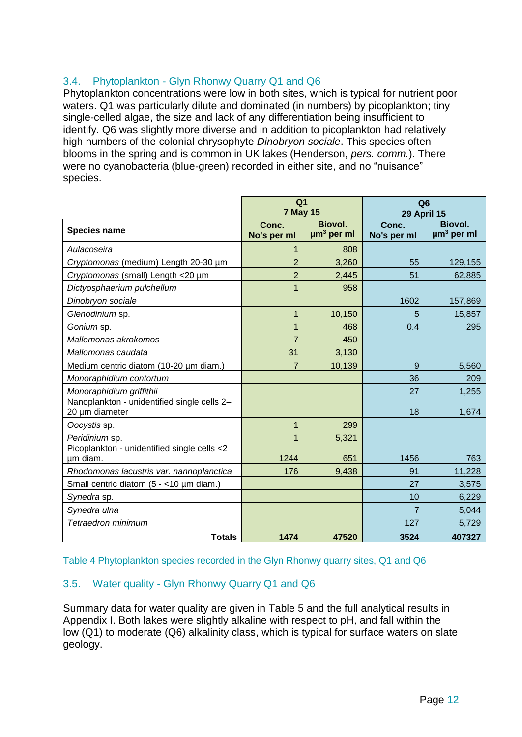## 3.4. Phytoplankton - Glyn Rhonwy Quarry Q1 and Q6

Phytoplankton concentrations were low in both sites, which is typical for nutrient poor waters. Q1 was particularly dilute and dominated (in numbers) by picoplankton; tiny single-celled algae, the size and lack of any differentiation being insufficient to identify. Q6 was slightly more diverse and in addition to picoplankton had relatively high numbers of the colonial chrysophyte *Dinobryon sociale*. This species often blooms in the spring and is common in UK lakes (Henderson, *pers. comm.*). There were no cyanobacteria (blue-green) recorded in either site, and no "nuisance" species.

| | Q1 7 May 15 | | Q6 29 April 15 | |
|---|---|---|---|---|
| **Species name** | **Conc. No's per ml** | **Biovol. $\mu m^3$ per ml** | **Conc. No's per ml** | **Biovol. $\mu m^3$ per ml** |
| *Aulacoseira* | 1 | 808 | | |
| *Cryptomonas* (medium) Length 20-30 µm | 2 | 3,260 | 55 | 129,155 |
| *Cryptomonas* (small) Length <20 µm | 2 | 2,445 | 51 | 62,885 |
| *Dictyosphaerium pulchellum* | 1 | 958 | | |
| *Dinobryon sociale* | | | 1602 | 157,869 |
| *Glenodinium* sp. | 1 | 10,150 | 5 | 15,857 |
| *Gonium* sp. | 1 | 468 | 0.4 | 295 |
| *Mallomonas akrokomos* | 7 | 450 | | |
| *Mallomonas caudata* | 31 | 3,130 | | |
| Medium centric diatom (10-20 µm diam.) | 7 | 10,139 | 9 | 5,560 |
| *Monoraphidium contortum* | | | 36 | 209 |
| *Monoraphidium griffithii* | | | 27 | 1,255 |
| Nanoplankton - unidentified single cells 2–20 µm diameter | | | 18 | 1,674 |
| *Oocystis* sp. | 1 | 299 | | |
| *Peridinium* sp. | 1 | 5,321 | | |
| Picoplankton - unidentified single cells <2 µm diam. | 1244 | 651 | 1456 | 763 |
| *Rhodomonas lacustris var. nannoplanctica* | 176 | 9,438 | 91 | 11,228 |
| Small centric diatom (5 - <10 µm diam.) | | | 27 | 3,575 |
| *Synedra* sp. | | | 10 | 6,229 |
| *Synedra ulna* | | | 7 | 5,044 |
| *Tetraedron minimum* | | | 127 | 5,729 |
| **Totals** | **1474** | **47520** | **3524** | **407327** |

Table 4 Phytoplankton species recorded in the Glyn Rhonwy quarry sites, Q1 and Q6

## 3.5. Water quality - Glyn Rhonwy Quarry Q1 and Q6

Summary data for water quality are given in Table 5 and the full analytical results in Appendix I. Both lakes were slightly alkaline with respect to pH, and fall within the low (Q1) to moderate (Q6) alkalinity class, which is typical for surface waters on slate geology.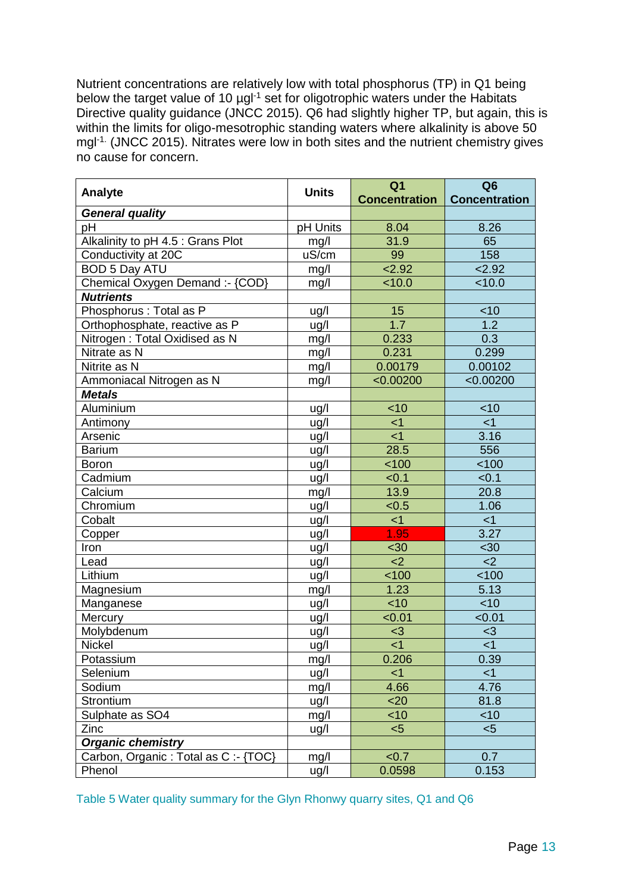Nutrient concentrations are relatively low with total phosphorus (TP) in Q1 being below the target value of 10 µgl$^{-1}$ set for oligotrophic waters under the Habitats Directive quality guidance (JNCC 2015). Q6 had slightly higher TP, but again, this is within the limits for oligo-mesotrophic standing waters where alkalinity is above 50 mgl$^{-1}$. (JNCC 2015). Nitrates were low in both sites and the nutrient chemistry gives no cause for concern.

| Analyte | Units | Q1 Concentration | Q6 Concentration |
|---|---|---|---|
| ***General quality*** | | | |
| pH | pH Units | 8.04 | 8.26 |
| Alkalinity to pH 4.5 : Grans Plot | mg/l | 31.9 | 65 |
| Conductivity at 20C | uS/cm | 99 | 158 |
| BOD 5 Day ATU | mg/l | <2.92 | <2.92 |
| Chemical Oxygen Demand :- {COD} | mg/l | <10.0 | <10.0 |
| ***Nutrients*** | | | |
| Phosphorus : Total as P | ug/l | 15 | <10 |
| Orthophosphate, reactive as P | ug/l | 1.7 | 1.2 |
| Nitrogen : Total Oxidised as N | mg/l | 0.233 | 0.3 |
| Nitrate as N | mg/l | 0.231 | 0.299 |
| Nitrite as N | mg/l | 0.00179 | 0.00102 |
| Ammoniacal Nitrogen as N | mg/l | <0.00200 | <0.00200 |
| ***Metals*** | | | |
| Aluminium | ug/l | <10 | <10 |
| Antimony | ug/l | <1 | <1 |
| Arsenic | ug/l | <1 | 3.16 |
| Barium | ug/l | 28.5 | 556 |
| Boron | ug/l | <100 | <100 |
| Cadmium | ug/l | <0.1 | <0.1 |
| Calcium | mg/l | 13.9 | 20.8 |
| Chromium | ug/l | <0.5 | 1.06 |
| Cobalt | ug/l | <1 | <1 |
| Copper | ug/l | 1.95 | 3.27 |
| Iron | ug/l | <30 | <30 |
| Lead | ug/l | <2 | <2 |
| Lithium | ug/l | <100 | <100 |
| Magnesium | mg/l | 1.23 | 5.13 |
| Manganese | ug/l | <10 | <10 |
| Mercury | ug/l | <0.01 | <0.01 |
| Molybdenum | ug/l | <3 | <3 |
| Nickel | ug/l | <1 | <1 |
| Potassium | mg/l | 0.206 | 0.39 |
| Selenium | ug/l | <1 | <1 |
| Sodium | mg/l | 4.66 | 4.76 |
| Strontium | ug/l | <20 | 81.8 |
| Sulphate as SO4 | mg/l | <10 | <10 |
| Zinc | ug/l | <5 | <5 |
| ***Organic chemistry*** | | | |
| Carbon, Organic : Total as C :- {TOC} | mg/l | <0.7 | 0.7 |
| Phenol | ug/l | 0.0598 | 0.153 |

Table 5 Water quality summary for the Glyn Rhonwy quarry sites, Q1 and Q6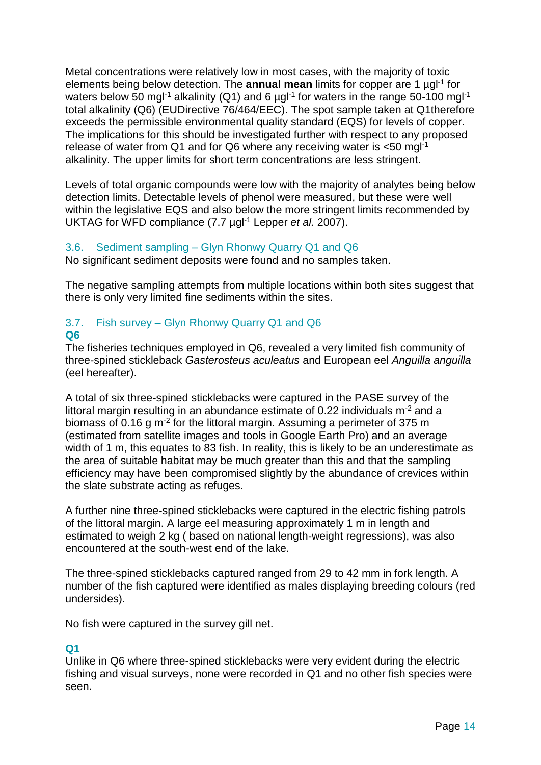Metal concentrations were relatively low in most cases, with the majority of toxic elements being below detection. The **annual mean** limits for copper are 1 $\mu g l^{-1}$ for waters below 50 $mg l^{-1}$ alkalinity (Q1) and 6 $\mu g l^{-1}$ for waters in the range 50-100 $mg l^{-1}$ total alkalinity (Q6) (EUDirective 76/464/EEC). The spot sample taken at Q1therefore exceeds the permissible environmental quality standard (EQS) for levels of copper. The implications for this should be investigated further with respect to any proposed release of water from Q1 and for Q6 where any receiving water is <50 $mg l^{-1}$ alkalinity. The upper limits for short term concentrations are less stringent.

Levels of total organic compounds were low with the majority of analytes being below detection limits. Detectable levels of phenol were measured, but these were well within the legislative EQS and also below the more stringent limits recommended by UKTAG for WFD compliance (7.7 $\mu g l^{-1}$ Lepper *et al.* 2007).

## 3.6. Sediment sampling – Glyn Rhonwy Quarry Q1 and Q6

No significant sediment deposits were found and no samples taken.

The negative sampling attempts from multiple locations within both sites suggest that there is only very limited fine sediments within the sites.

## 3.7. Fish survey – Glyn Rhonwy Quarry Q1 and Q6

### Q6

The fisheries techniques employed in Q6, revealed a very limited fish community of three-spined stickleback *Gasterosteus aculeatus* and European eel *Anguilla anguilla* (eel hereafter).

A total of six three-spined sticklebacks were captured in the PASE survey of the littoral margin resulting in an abundance estimate of 0.22 individuals $m^{-2}$ and a biomass of 0.16 g $m^{-2}$ for the littoral margin. Assuming a perimeter of 375 m (estimated from satellite images and tools in Google Earth Pro) and an average width of 1 m, this equates to 83 fish. In reality, this is likely to be an underestimate as the area of suitable habitat may be much greater than this and that the sampling efficiency may have been compromised slightly by the abundance of crevices within the slate substrate acting as refuges.

A further nine three-spined sticklebacks were captured in the electric fishing patrols of the littoral margin. A large eel measuring approximately 1 m in length and estimated to weigh 2 kg ( based on national length-weight regressions), was also encountered at the south-west end of the lake.

The three-spined sticklebacks captured ranged from 29 to 42 mm in fork length. A number of the fish captured were identified as males displaying breeding colours (red undersides).

No fish were captured in the survey gill net.

### Q1

Unlike in Q6 where three-spined sticklebacks were very evident during the electric fishing and visual surveys, none were recorded in Q1 and no other fish species were seen.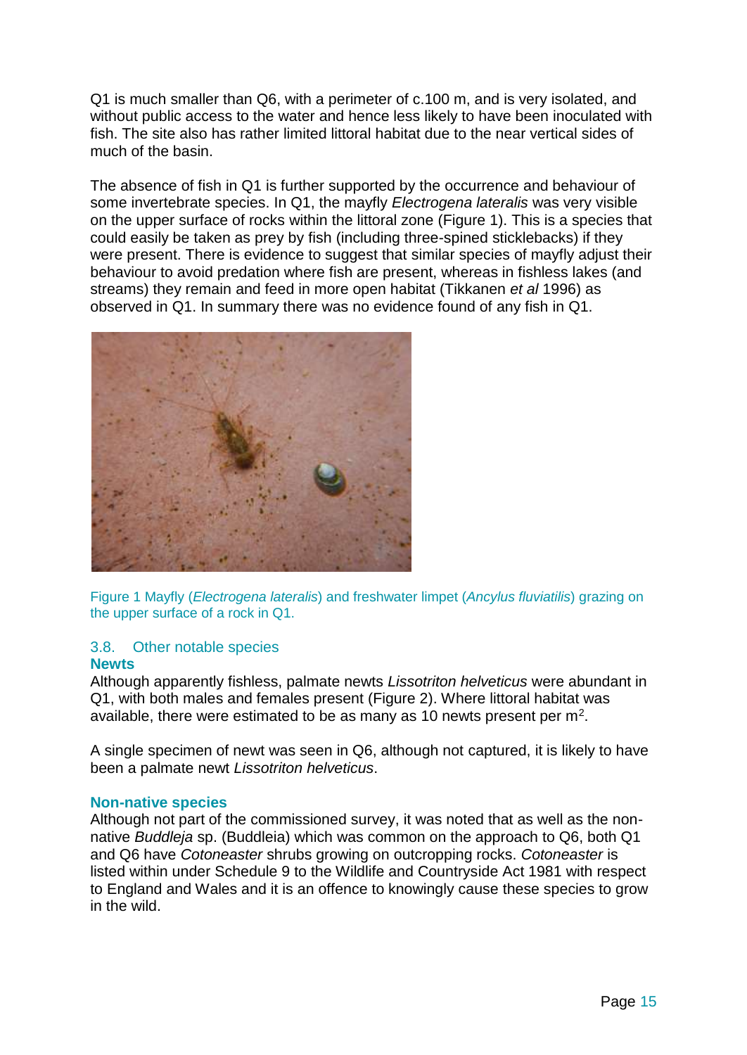Q1 is much smaller than Q6, with a perimeter of c.100 m, and is very isolated, and without public access to the water and hence less likely to have been inoculated with fish. The site also has rather limited littoral habitat due to the near vertical sides of much of the basin.

The absence of fish in Q1 is further supported by the occurrence and behaviour of some invertebrate species. In Q1, the mayfly *Electrogena lateralis* was very visible on the upper surface of rocks within the littoral zone (Figure 1). This is a species that could easily be taken as prey by fish (including three-spined sticklebacks) if they were present. There is evidence to suggest that similar species of mayfly adjust their behaviour to avoid predation where fish are present, whereas in fishless lakes (and streams) they remain and feed in more open habitat (Tikkanen *et al* 1996) as observed in Q1. In summary there was no evidence found of any fish in Q1.

Figure 1 Mayfly (*Electrogena lateralis*) and freshwater limpet (*Ancylus fluviatilis*) grazing on the upper surface of a rock in Q1.

### 3.8. Other notable species

**Newts**

Although apparently fishless, palmate newts *Lissotriton helveticus* were abundant in Q1, with both males and females present (Figure 2). Where littoral habitat was available, there were estimated to be as many as 10 newts present per $m^2$.

A single specimen of newt was seen in Q6, although not captured, it is likely to have been a palmate newt *Lissotriton helveticus*.

**Non-native species**

Although not part of the commissioned survey, it was noted that as well as the non-native *Buddleja* sp. (Buddleia) which was common on the approach to Q6, both Q1 and Q6 have *Cotoneaster* shrubs growing on outcropping rocks. *Cotoneaster* is listed within under Schedule 9 to the Wildlife and Countryside Act 1981 with respect to England and Wales and it is an offence to knowingly cause these species to grow in the wild.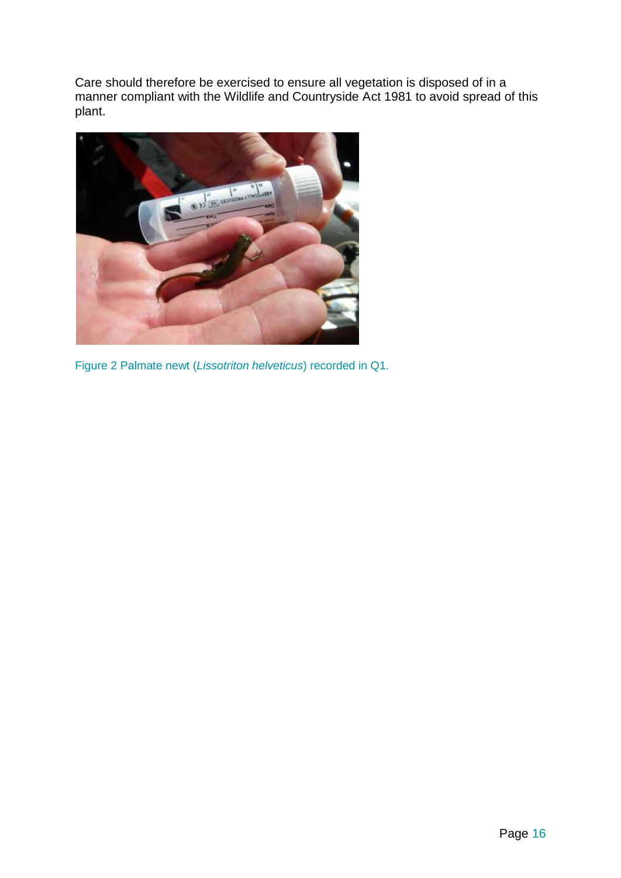Care should therefore be exercised to ensure all vegetation is disposed of in a manner compliant with the Wildlife and Countryside Act 1981 to avoid spread of this plant.

Figure 2 Palmate newt (*Lissotriton helveticus*) recorded in Q1.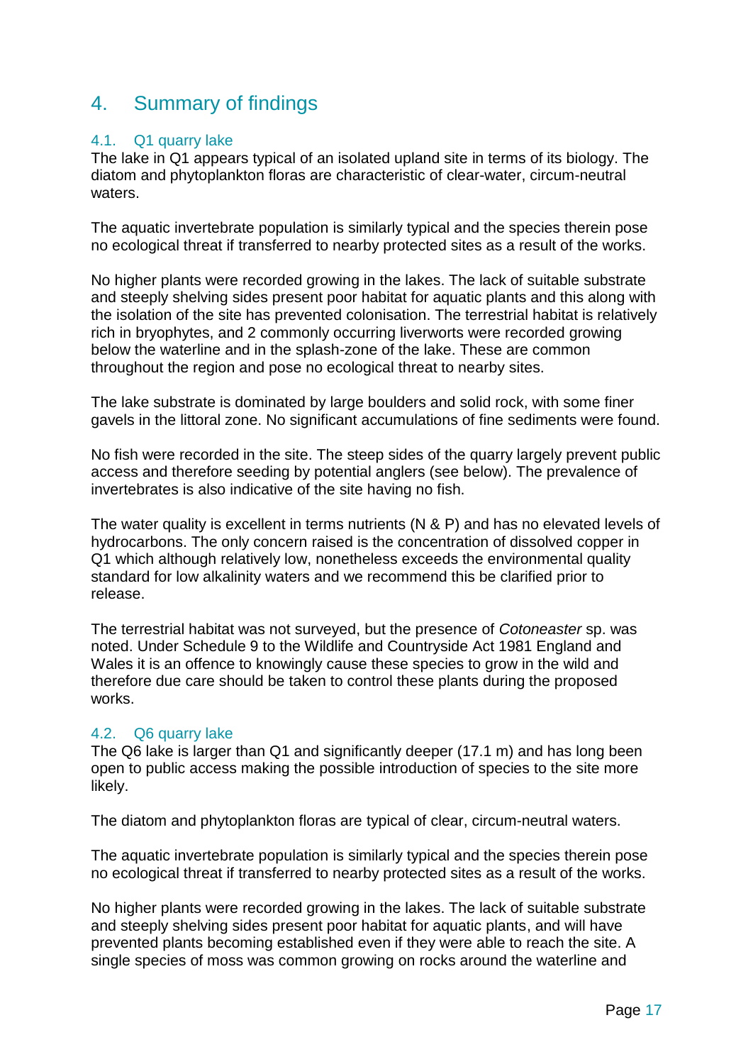# 4. Summary of findings

## 4.1. Q1 quarry lake

The lake in Q1 appears typical of an isolated upland site in terms of its biology. The diatom and phytoplankton floras are characteristic of clear-water, circum-neutral waters.

The aquatic invertebrate population is similarly typical and the species therein pose no ecological threat if transferred to nearby protected sites as a result of the works.

No higher plants were recorded growing in the lakes. The lack of suitable substrate and steeply shelving sides present poor habitat for aquatic plants and this along with the isolation of the site has prevented colonisation. The terrestrial habitat is relatively rich in bryophytes, and 2 commonly occurring liverworts were recorded growing below the waterline and in the splash-zone of the lake. These are common throughout the region and pose no ecological threat to nearby sites.

The lake substrate is dominated by large boulders and solid rock, with some finer gavels in the littoral zone. No significant accumulations of fine sediments were found.

No fish were recorded in the site. The steep sides of the quarry largely prevent public access and therefore seeding by potential anglers (see below). The prevalence of invertebrates is also indicative of the site having no fish.

The water quality is excellent in terms nutrients (N & P) and has no elevated levels of hydrocarbons. The only concern raised is the concentration of dissolved copper in Q1 which although relatively low, nonetheless exceeds the environmental quality standard for low alkalinity waters and we recommend this be clarified prior to release.

The terrestrial habitat was not surveyed, but the presence of *Cotoneaster* sp. was noted. Under Schedule 9 to the Wildlife and Countryside Act 1981 England and Wales it is an offence to knowingly cause these species to grow in the wild and therefore due care should be taken to control these plants during the proposed works.

## 4.2. Q6 quarry lake

The Q6 lake is larger than Q1 and significantly deeper (17.1 m) and has long been open to public access making the possible introduction of species to the site more likely.

The diatom and phytoplankton floras are typical of clear, circum-neutral waters.

The aquatic invertebrate population is similarly typical and the species therein pose no ecological threat if transferred to nearby protected sites as a result of the works.

No higher plants were recorded growing in the lakes. The lack of suitable substrate and steeply shelving sides present poor habitat for aquatic plants, and will have prevented plants becoming established even if they were able to reach the site. A single species of moss was common growing on rocks around the waterline and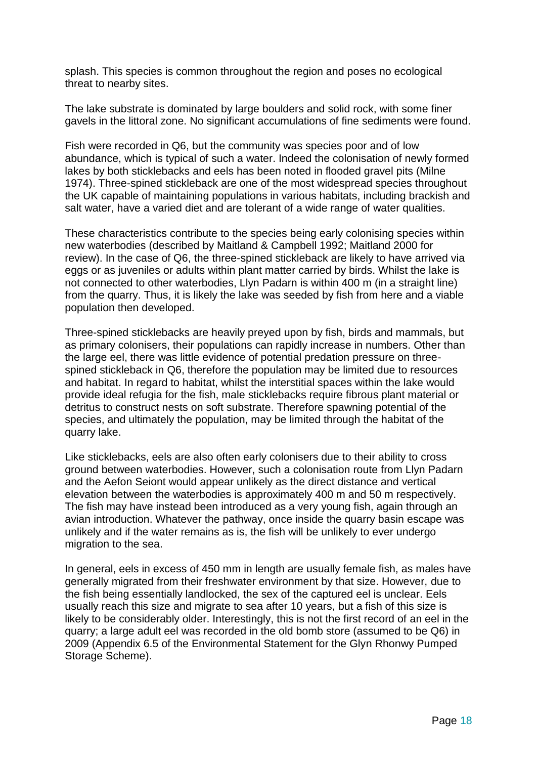splash. This species is common throughout the region and poses no ecological threat to nearby sites.

The lake substrate is dominated by large boulders and solid rock, with some finer gavels in the littoral zone. No significant accumulations of fine sediments were found.

Fish were recorded in Q6, but the community was species poor and of low abundance, which is typical of such a water. Indeed the colonisation of newly formed lakes by both sticklebacks and eels has been noted in flooded gravel pits (Milne 1974). Three-spined stickleback are one of the most widespread species throughout the UK capable of maintaining populations in various habitats, including brackish and salt water, have a varied diet and are tolerant of a wide range of water qualities.

These characteristics contribute to the species being early colonising species within new waterbodies (described by Maitland & Campbell 1992; Maitland 2000 for review). In the case of Q6, the three-spined stickleback are likely to have arrived via eggs or as juveniles or adults within plant matter carried by birds. Whilst the lake is not connected to other waterbodies, Llyn Padarn is within 400 m (in a straight line) from the quarry. Thus, it is likely the lake was seeded by fish from here and a viable population then developed.

Three-spined sticklebacks are heavily preyed upon by fish, birds and mammals, but as primary colonisers, their populations can rapidly increase in numbers. Other than the large eel, there was little evidence of potential predation pressure on three-spined stickleback in Q6, therefore the population may be limited due to resources and habitat. In regard to habitat, whilst the interstitial spaces within the lake would provide ideal refugia for the fish, male sticklebacks require fibrous plant material or detritus to construct nests on soft substrate. Therefore spawning potential of the species, and ultimately the population, may be limited through the habitat of the quarry lake.

Like sticklebacks, eels are also often early colonisers due to their ability to cross ground between waterbodies. However, such a colonisation route from Llyn Padarn and the Aefon Seiont would appear unlikely as the direct distance and vertical elevation between the waterbodies is approximately 400 m and 50 m respectively. The fish may have instead been introduced as a very young fish, again through an avian introduction. Whatever the pathway, once inside the quarry basin escape was unlikely and if the water remains as is, the fish will be unlikely to ever undergo migration to the sea.

In general, eels in excess of 450 mm in length are usually female fish, as males have generally migrated from their freshwater environment by that size. However, due to the fish being essentially landlocked, the sex of the captured eel is unclear. Eels usually reach this size and migrate to sea after 10 years, but a fish of this size is likely to be considerably older. Interestingly, this is not the first record of an eel in the quarry; a large adult eel was recorded in the old bomb store (assumed to be Q6) in 2009 (Appendix 6.5 of the Environmental Statement for the Glyn Rhonwy Pumped Storage Scheme).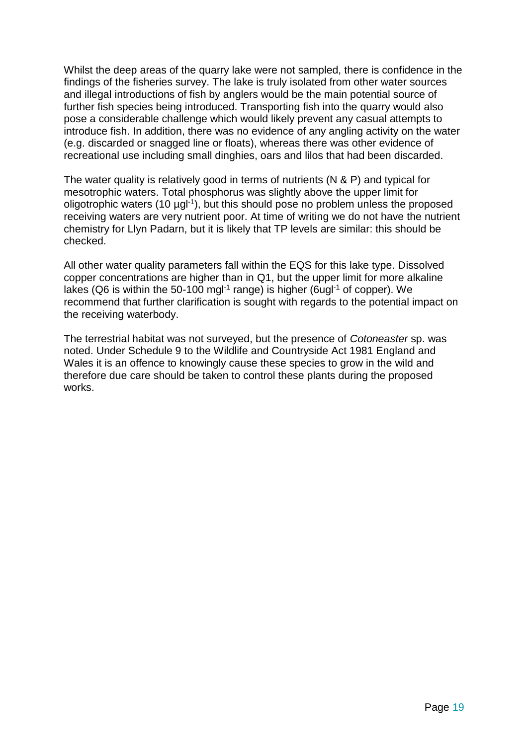Whilst the deep areas of the quarry lake were not sampled, there is confidence in the findings of the fisheries survey. The lake is truly isolated from other water sources and illegal introductions of fish by anglers would be the main potential source of further fish species being introduced. Transporting fish into the quarry would also pose a considerable challenge which would likely prevent any casual attempts to introduce fish. In addition, there was no evidence of any angling activity on the water (e.g. discarded or snagged line or floats), whereas there was other evidence of recreational use including small dinghies, oars and lilos that had been discarded.

The water quality is relatively good in terms of nutrients (N & P) and typical for mesotrophic waters. Total phosphorus was slightly above the upper limit for oligotrophic waters (10 $\mu gl^{-1}$), but this should pose no problem unless the proposed receiving waters are very nutrient poor. At time of writing we do not have the nutrient chemistry for Llyn Padarn, but it is likely that TP levels are similar: this should be checked.

All other water quality parameters fall within the EQS for this lake type. Dissolved copper concentrations are higher than in Q1, but the upper limit for more alkaline lakes (Q6 is within the 50-100 $mgl^{-1}$ range) is higher (6$ugl^{-1}$ of copper). We recommend that further clarification is sought with regards to the potential impact on the receiving waterbody.

The terrestrial habitat was not surveyed, but the presence of *Cotoneaster* sp. was noted. Under Schedule 9 to the Wildlife and Countryside Act 1981 England and Wales it is an offence to knowingly cause these species to grow in the wild and therefore due care should be taken to control these plants during the proposed works.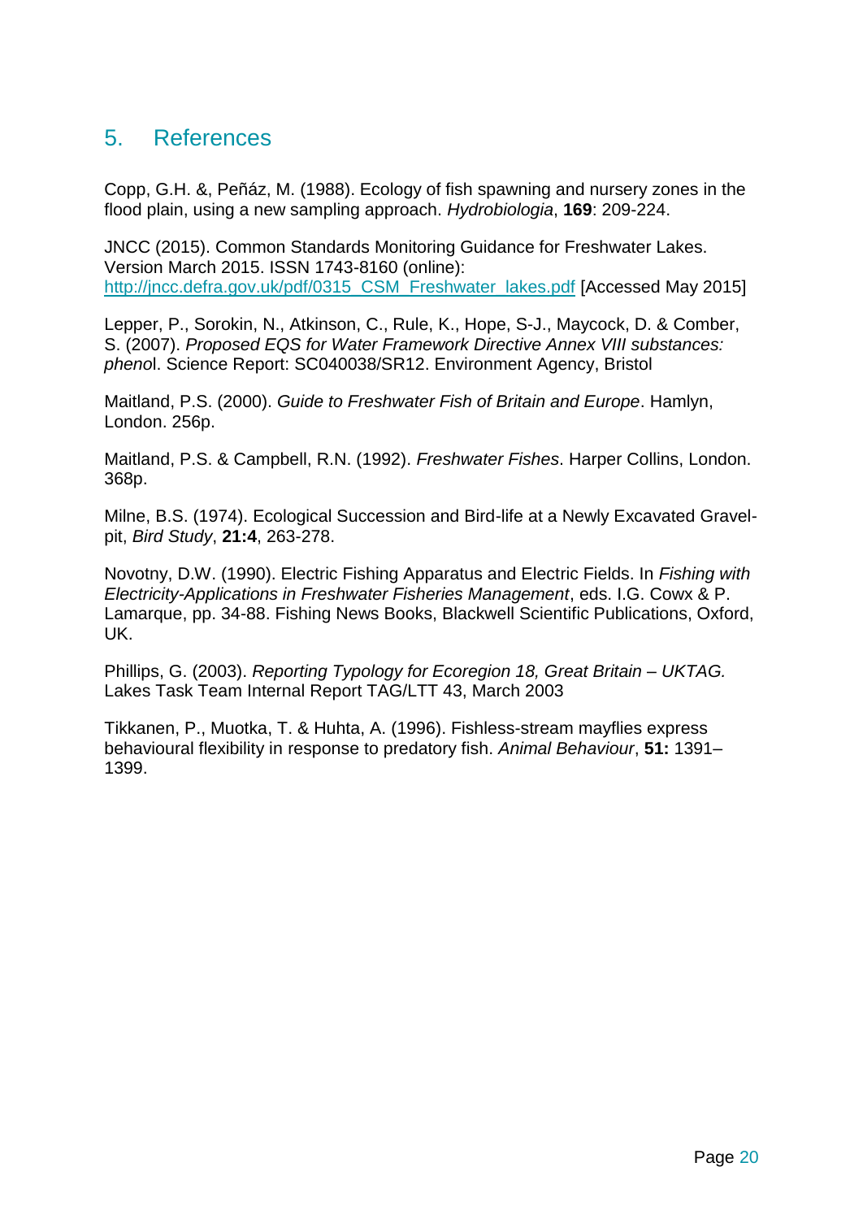## 5. References

Copp, G.H. &, Peňáz, M. (1988). Ecology of fish spawning and nursery zones in the flood plain, using a new sampling approach. *Hydrobiologia*, **169**: 209-224.

JNCC (2015). Common Standards Monitoring Guidance for Freshwater Lakes. Version March 2015. ISSN 1743-8160 (online): http://jncc.defra.gov.uk/pdf/0315_CSM_Freshwater_lakes.pdf [Accessed May 2015]

Lepper, P., Sorokin, N., Atkinson, C., Rule, K., Hope, S-J., Maycock, D. & Comber, S. (2007). *Proposed EQS for Water Framework Directive Annex VIII substances: pheno*l. Science Report: SC040038/SR12. Environment Agency, Bristol

Maitland, P.S. (2000). *Guide to Freshwater Fish of Britain and Europe*. Hamlyn, London. 256p.

Maitland, P.S. & Campbell, R.N. (1992). *Freshwater Fishes*. Harper Collins, London. 368p.

Milne, B.S. (1974). Ecological Succession and Bird-life at a Newly Excavated Gravel-pit, *Bird Study*, **21:4**, 263-278.

Novotny, D.W. (1990). Electric Fishing Apparatus and Electric Fields. In *Fishing with Electricity-Applications in Freshwater Fisheries Management*, eds. I.G. Cowx & P. Lamarque, pp. 34-88. Fishing News Books, Blackwell Scientific Publications, Oxford, UK.

Phillips, G. (2003). *Reporting Typology for Ecoregion 18, Great Britain – UKTAG.* Lakes Task Team Internal Report TAG/LTT 43, March 2003

Tikkanen, P., Muotka, T. & Huhta, A. (1996). Fishless-stream mayflies express behavioural flexibility in response to predatory fish. *Animal Behaviour*, **51:** 1391–1399.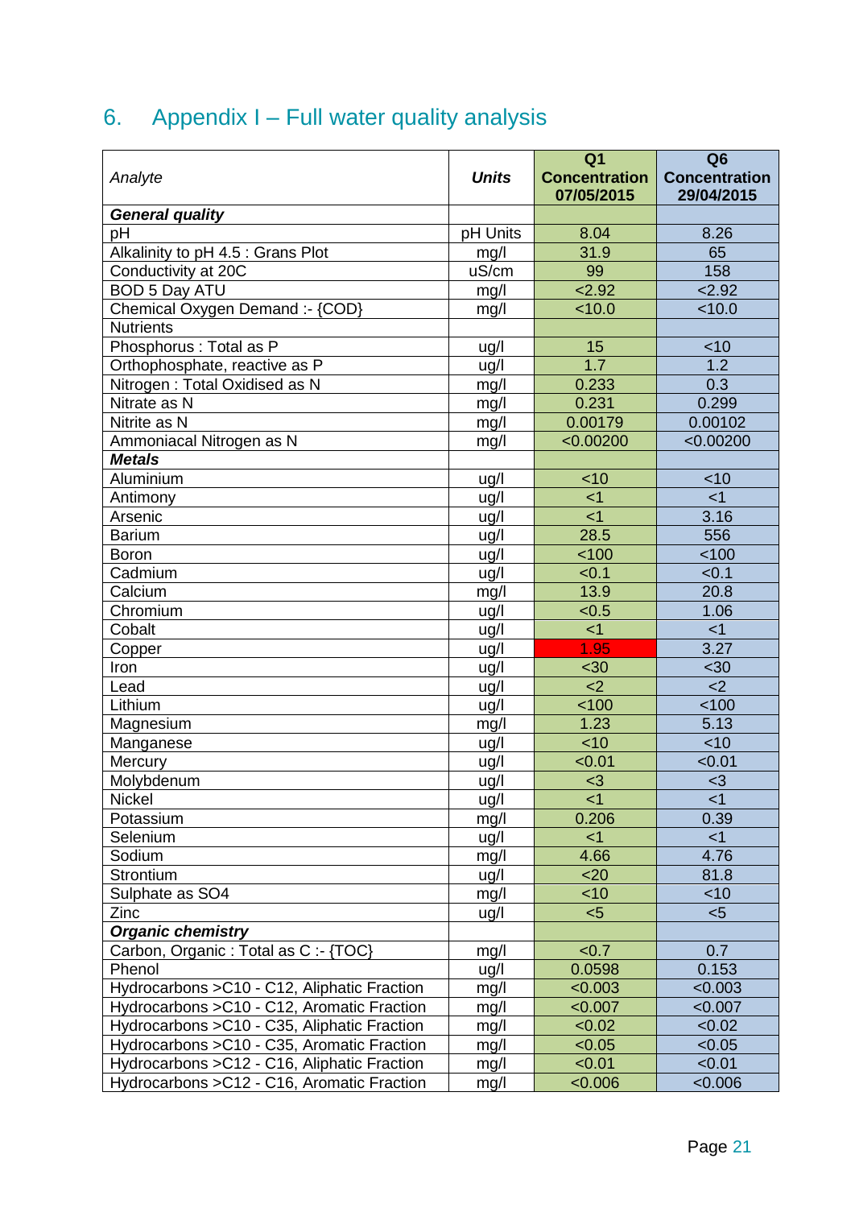# 6. Appendix I – Full water quality analysis

| *Analyte* | ***Units*** | **Q1 Concentration 07/05/2015** | **Q6 Concentration 29/04/2015** |
|---|---|---|---|
| ***General quality*** | | | |
| pH | pH Units | 8.04 | 8.26 |
| Alkalinity to pH 4.5 : Grans Plot | mg/l | 31.9 | 65 |
| Conductivity at 20C | uS/cm | 99 | 158 |
| BOD 5 Day ATU | mg/l | <2.92 | <2.92 |
| Chemical Oxygen Demand :- {COD} | mg/l | <10.0 | <10.0 |
| Nutrients | | | |
| Phosphorus : Total as P | ug/l | 15 | <10 |
| Orthophosphate, reactive as P | ug/l | 1.7 | 1.2 |
| Nitrogen : Total Oxidised as N | mg/l | 0.233 | 0.3 |
| Nitrate as N | mg/l | 0.231 | 0.299 |
| Nitrite as N | mg/l | 0.00179 | 0.00102 |
| Ammoniacal Nitrogen as N | mg/l | <0.00200 | <0.00200 |
| ***Metals*** | | | |
| Aluminium | ug/l | <10 | <10 |
| Antimony | ug/l | <1 | <1 |
| Arsenic | ug/l | <1 | 3.16 |
| Barium | ug/l | 28.5 | 556 |
| Boron | ug/l | <100 | <100 |
| Cadmium | ug/l | <0.1 | <0.1 |
| Calcium | mg/l | 13.9 | 20.8 |
| Chromium | ug/l | <0.5 | 1.06 |
| Cobalt | ug/l | <1 | <1 |
| Copper | ug/l | 1.95 | 3.27 |
| Iron | ug/l | <30 | <30 |
| Lead | ug/l | <2 | <2 |
| Lithium | ug/l | <100 | <100 |
| Magnesium | mg/l | 1.23 | 5.13 |
| Manganese | ug/l | <10 | <10 |
| Mercury | ug/l | <0.01 | <0.01 |
| Molybdenum | ug/l | <3 | <3 |
| Nickel | ug/l | <1 | <1 |
| Potassium | mg/l | 0.206 | 0.39 |
| Selenium | ug/l | <1 | <1 |
| Sodium | mg/l | 4.66 | 4.76 |
| Strontium | ug/l | <20 | 81.8 |
| Sulphate as SO4 | mg/l | <10 | <10 |
| Zinc | ug/l | <5 | <5 |
| ***Organic chemistry*** | | | |
| Carbon, Organic : Total as C :- {TOC} | mg/l | <0.7 | 0.7 |
| Phenol | ug/l | 0.0598 | 0.153 |
| Hydrocarbons >C10 - C12, Aliphatic Fraction | mg/l | <0.003 | <0.003 |
| Hydrocarbons >C10 - C12, Aromatic Fraction | mg/l | <0.007 | <0.007 |
| Hydrocarbons >C10 - C35, Aliphatic Fraction | mg/l | <0.02 | <0.02 |
| Hydrocarbons >C10 - C35, Aromatic Fraction | mg/l | <0.05 | <0.05 |
| Hydrocarbons >C12 - C16, Aliphatic Fraction | mg/l | <0.01 | <0.01 |
| Hydrocarbons >C12 - C16, Aromatic Fraction | mg/l | <0.006 | <0.006 |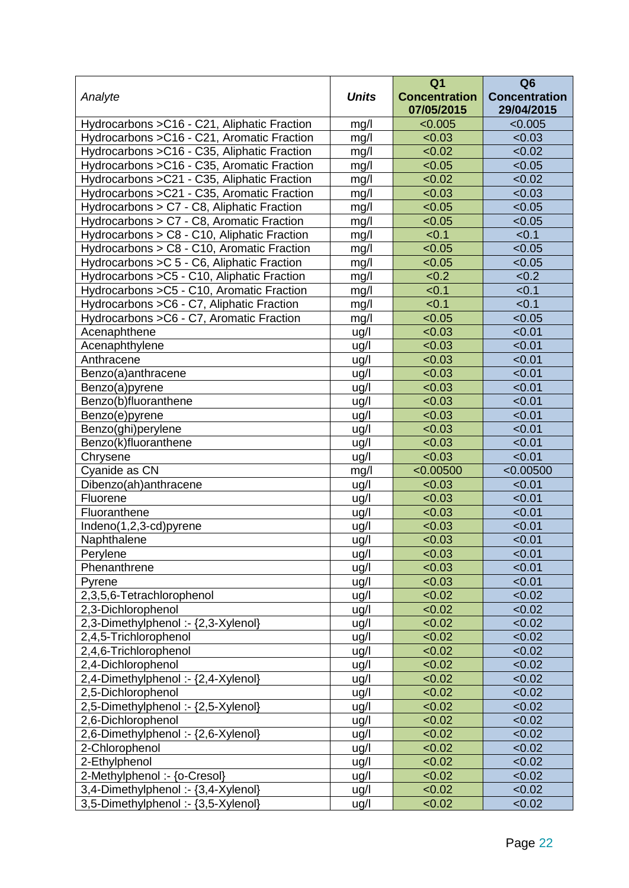| *Analyte* | *Units* | Q1 Concentration 07/05/2015 | Q6 Concentration 29/04/2015 |
|---|---|---|---|
| Hydrocarbons >C16 - C21, Aliphatic Fraction | mg/l | <0.005 | <0.005 |
| Hydrocarbons >C16 - C21, Aromatic Fraction | mg/l | <0.03 | <0.03 |
| Hydrocarbons >C16 - C35, Aliphatic Fraction | mg/l | <0.02 | <0.02 |
| Hydrocarbons >C16 - C35, Aromatic Fraction | mg/l | <0.05 | <0.05 |
| Hydrocarbons >C21 - C35, Aliphatic Fraction | mg/l | <0.02 | <0.02 |
| Hydrocarbons >C21 - C35, Aromatic Fraction | mg/l | <0.03 | <0.03 |
| Hydrocarbons > C7 - C8, Aliphatic Fraction | mg/l | <0.05 | <0.05 |
| Hydrocarbons > C7 - C8, Aromatic Fraction | mg/l | <0.05 | <0.05 |
| Hydrocarbons > C8 - C10, Aliphatic Fraction | mg/l | <0.1 | <0.1 |
| Hydrocarbons > C8 - C10, Aromatic Fraction | mg/l | <0.05 | <0.05 |
| Hydrocarbons >C 5 - C6, Aliphatic Fraction | mg/l | <0.05 | <0.05 |
| Hydrocarbons >C5 - C10, Aliphatic Fraction | mg/l | <0.2 | <0.2 |
| Hydrocarbons >C5 - C10, Aromatic Fraction | mg/l | <0.1 | <0.1 |
| Hydrocarbons >C6 - C7, Aliphatic Fraction | mg/l | <0.1 | <0.1 |
| Hydrocarbons >C6 - C7, Aromatic Fraction | mg/l | <0.05 | <0.05 |
| Acenaphthene | ug/l | <0.03 | <0.01 |
| Acenaphthylene | ug/l | <0.03 | <0.01 |
| Anthracene | ug/l | <0.03 | <0.01 |
| Benzo(a)anthracene | ug/l | <0.03 | <0.01 |
| Benzo(a)pyrene | ug/l | <0.03 | <0.01 |
| Benzo(b)fluoranthene | ug/l | <0.03 | <0.01 |
| Benzo(e)pyrene | ug/l | <0.03 | <0.01 |
| Benzo(ghi)perylene | ug/l | <0.03 | <0.01 |
| Benzo(k)fluoranthene | ug/l | <0.03 | <0.01 |
| Chrysene | ug/l | <0.03 | <0.01 |
| Cyanide as CN | mg/l | <0.00500 | <0.00500 |
| Dibenzo(ah)anthracene | ug/l | <0.03 | <0.01 |
| Fluorene | ug/l | <0.03 | <0.01 |
| Fluoranthene | ug/l | <0.03 | <0.01 |
| Indeno(1,2,3-cd)pyrene | ug/l | <0.03 | <0.01 |
| Naphthalene | ug/l | <0.03 | <0.01 |
| Perylene | ug/l | <0.03 | <0.01 |
| Phenanthrene | ug/l | <0.03 | <0.01 |
| Pyrene | ug/l | <0.03 | <0.01 |
| 2,3,5,6-Tetrachlorophenol | ug/l | <0.02 | <0.02 |
| 2,3-Dichlorophenol | ug/l | <0.02 | <0.02 |
| 2,3-Dimethylphenol :- {2,3-Xylenol} | ug/l | <0.02 | <0.02 |
| 2,4,5-Trichlorophenol | ug/l | <0.02 | <0.02 |
| 2,4,6-Trichlorophenol | ug/l | <0.02 | <0.02 |
| 2,4-Dichlorophenol | ug/l | <0.02 | <0.02 |
| 2,4-Dimethylphenol :- {2,4-Xylenol} | ug/l | <0.02 | <0.02 |
| 2,5-Dichlorophenol | ug/l | <0.02 | <0.02 |
| 2,5-Dimethylphenol :- {2,5-Xylenol} | ug/l | <0.02 | <0.02 |
| 2,6-Dichlorophenol | ug/l | <0.02 | <0.02 |
| 2,6-Dimethylphenol :- {2,6-Xylenol} | ug/l | <0.02 | <0.02 |
| 2-Chlorophenol | ug/l | <0.02 | <0.02 |
| 2-Ethylphenol | ug/l | <0.02 | <0.02 |
| 2-Methylphenol :- {o-Cresol} | ug/l | <0.02 | <0.02 |
| 3,4-Dimethylphenol :- {3,4-Xylenol} | ug/l | <0.02 | <0.02 |
| 3,5-Dimethylphenol :- {3,5-Xylenol} | ug/l | <0.02 | <0.02 |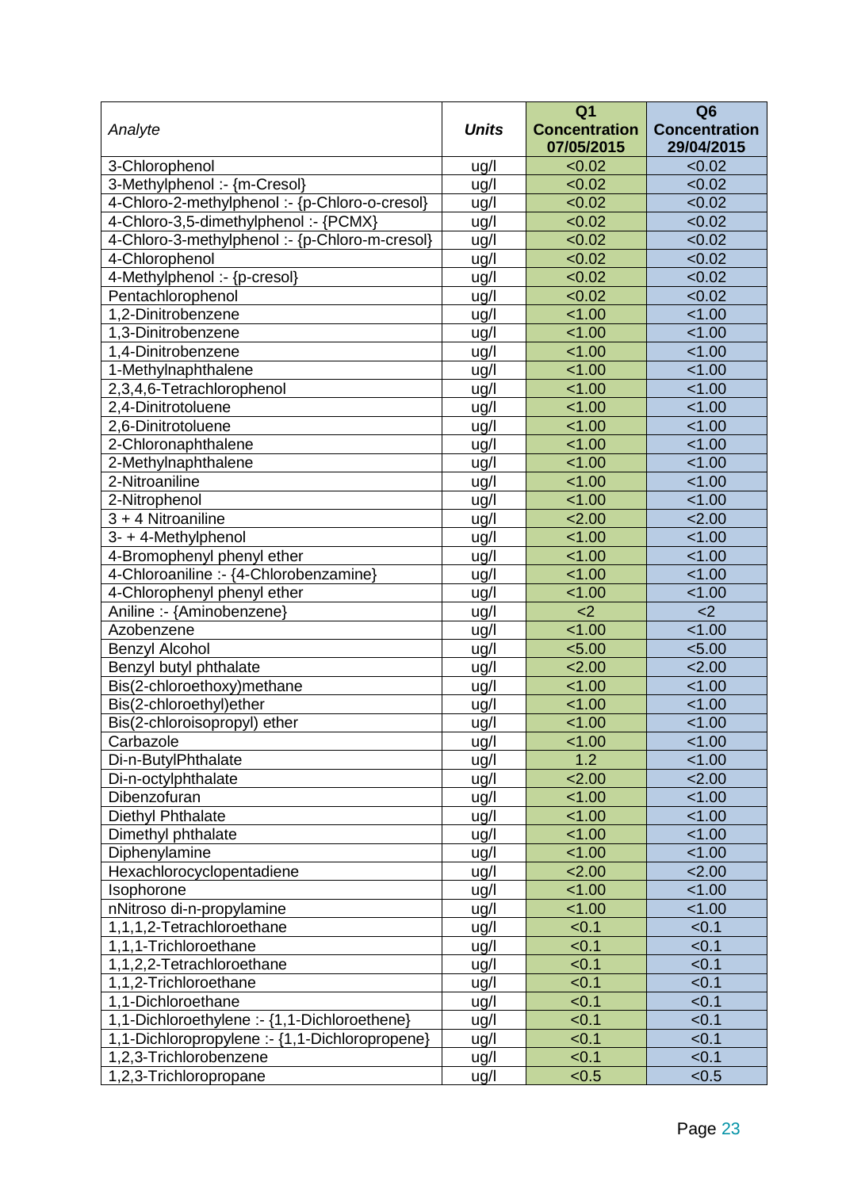| *Analyte* | *Units* | Q1 Concentration 07/05/2015 | Q6 Concentration 29/04/2015 |
|---|---|---|---|
| 3-Chlorophenol | ug/l | <0.02 | <0.02 |
| 3-Methylphenol :- {m-Cresol} | ug/l | <0.02 | <0.02 |
| 4-Chloro-2-methylphenol :- {p-Chloro-o-cresol} | ug/l | <0.02 | <0.02 |
| 4-Chloro-3,5-dimethylphenol :- {PCMX} | ug/l | <0.02 | <0.02 |
| 4-Chloro-3-methylphenol :- {p-Chloro-m-cresol} | ug/l | <0.02 | <0.02 |
| 4-Chlorophenol | ug/l | <0.02 | <0.02 |
| 4-Methylphenol :- {p-cresol} | ug/l | <0.02 | <0.02 |
| Pentachlorophenol | ug/l | <0.02 | <0.02 |
| 1,2-Dinitrobenzene | ug/l | <1.00 | <1.00 |
| 1,3-Dinitrobenzene | ug/l | <1.00 | <1.00 |
| 1,4-Dinitrobenzene | ug/l | <1.00 | <1.00 |
| 1-Methylnaphthalene | ug/l | <1.00 | <1.00 |
| 2,3,4,6-Tetrachlorophenol | ug/l | <1.00 | <1.00 |
| 2,4-Dinitrotoluene | ug/l | <1.00 | <1.00 |
| 2,6-Dinitrotoluene | ug/l | <1.00 | <1.00 |
| 2-Chloronaphthalene | ug/l | <1.00 | <1.00 |
| 2-Methylnaphthalene | ug/l | <1.00 | <1.00 |
| 2-Nitroaniline | ug/l | <1.00 | <1.00 |
| 2-Nitrophenol | ug/l | <1.00 | <1.00 |
| 3 + 4 Nitroaniline | ug/l | <2.00 | <2.00 |
| 3- + 4-Methylphenol | ug/l | <1.00 | <1.00 |
| 4-Bromophenyl phenyl ether | ug/l | <1.00 | <1.00 |
| 4-Chloroaniline :- {4-Chlorobenzamine} | ug/l | <1.00 | <1.00 |
| 4-Chlorophenyl phenyl ether | ug/l | <1.00 | <1.00 |
| Aniline :- {Aminobenzene} | ug/l | <2 | <2 |
| Azobenzene | ug/l | <1.00 | <1.00 |
| Benzyl Alcohol | ug/l | <5.00 | <5.00 |
| Benzyl butyl phthalate | ug/l | <2.00 | <2.00 |
| Bis(2-chloroethoxy)methane | ug/l | <1.00 | <1.00 |
| Bis(2-chloroethyl)ether | ug/l | <1.00 | <1.00 |
| Bis(2-chloroisopropyl) ether | ug/l | <1.00 | <1.00 |
| Carbazole | ug/l | <1.00 | <1.00 |
| Di-n-ButylPhthalate | ug/l | 1.2 | <1.00 |
| Di-n-octylphthalate | ug/l | <2.00 | <2.00 |
| Dibenzofuran | ug/l | <1.00 | <1.00 |
| Diethyl Phthalate | ug/l | <1.00 | <1.00 |
| Dimethyl phthalate | ug/l | <1.00 | <1.00 |
| Diphenylamine | ug/l | <1.00 | <1.00 |
| Hexachlorocyclopentadiene | ug/l | <2.00 | <2.00 |
| Isophorone | ug/l | <1.00 | <1.00 |
| nNitroso di-n-propylamine | ug/l | <1.00 | <1.00 |
| 1,1,1,2-Tetrachloroethane | ug/l | <0.1 | <0.1 |
| 1,1,1-Trichloroethane | ug/l | <0.1 | <0.1 |
| 1,1,2,2-Tetrachloroethane | ug/l | <0.1 | <0.1 |
| 1,1,2-Trichloroethane | ug/l | <0.1 | <0.1 |
| 1,1-Dichloroethane | ug/l | <0.1 | <0.1 |
| 1,1-Dichloroethylene :- {1,1-Dichloroethene} | ug/l | <0.1 | <0.1 |
| 1,1-Dichloropropylene :- {1,1-Dichloropropene} | ug/l | <0.1 | <0.1 |
| 1,2,3-Trichlorobenzene | ug/l | <0.1 | <0.1 |
| 1,2,3-Trichloropropane | ug/l | <0.5 | <0.5 |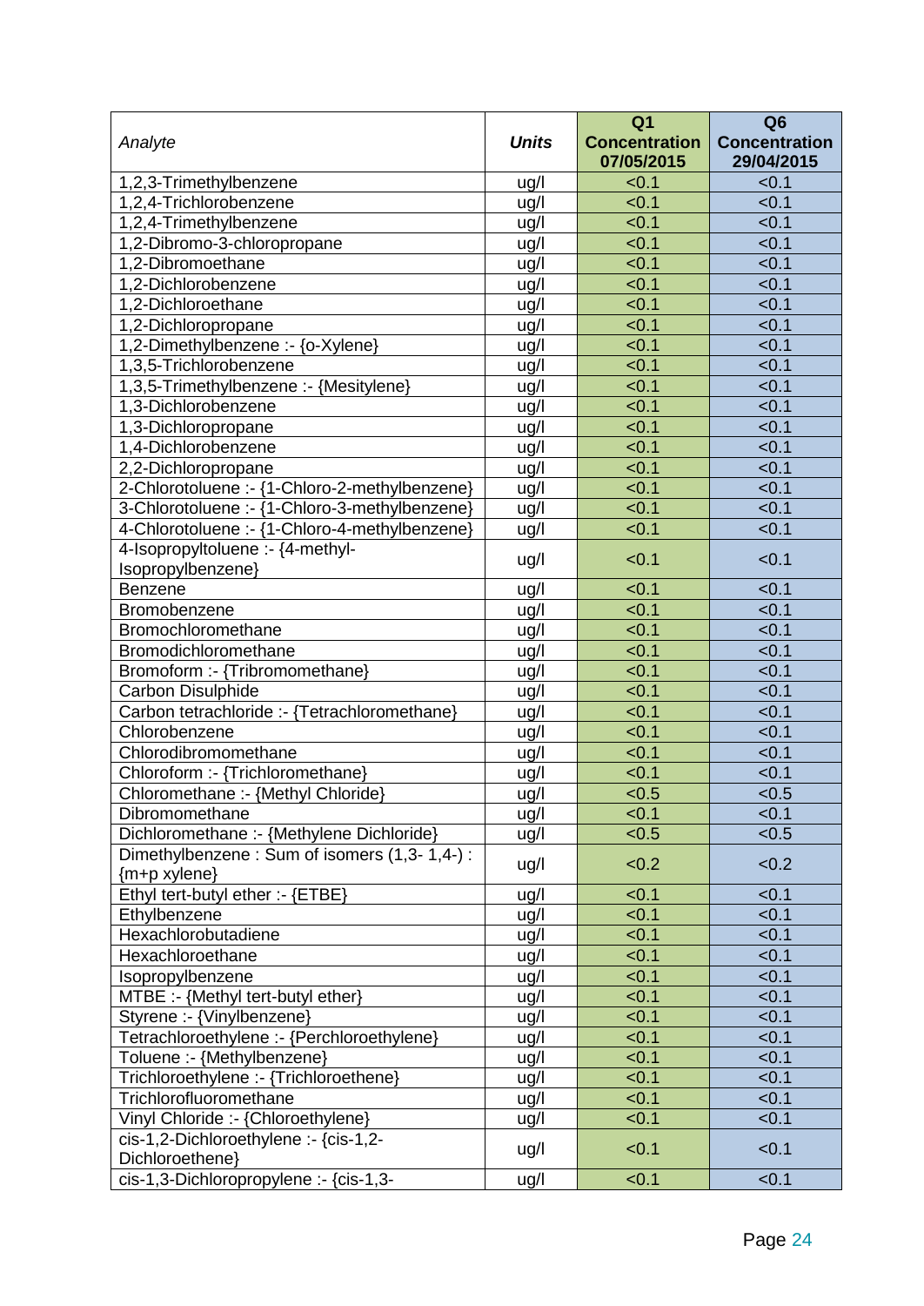| *Analyte* | ***Units*** | **Q1 Concentration 07/05/2015** | **Q6 Concentration 29/04/2015** |
|---|---|---|---|
| 1,2,3-Trimethylbenzene | ug/l | <0.1 | <0.1 |
| 1,2,4-Trichlorobenzene | ug/l | <0.1 | <0.1 |
| 1,2,4-Trimethylbenzene | ug/l | <0.1 | <0.1 |
| 1,2-Dibromo-3-chloropropane | ug/l | <0.1 | <0.1 |
| 1,2-Dibromoethane | ug/l | <0.1 | <0.1 |
| 1,2-Dichlorobenzene | ug/l | <0.1 | <0.1 |
| 1,2-Dichloroethane | ug/l | <0.1 | <0.1 |
| 1,2-Dichloropropane | ug/l | <0.1 | <0.1 |
| 1,2-Dimethylbenzene :- {o-Xylene} | ug/l | <0.1 | <0.1 |
| 1,3,5-Trichlorobenzene | ug/l | <0.1 | <0.1 |
| 1,3,5-Trimethylbenzene :- {Mesitylene} | ug/l | <0.1 | <0.1 |
| 1,3-Dichlorobenzene | ug/l | <0.1 | <0.1 |
| 1,3-Dichloropropane | ug/l | <0.1 | <0.1 |
| 1,4-Dichlorobenzene | ug/l | <0.1 | <0.1 |
| 2,2-Dichloropropane | ug/l | <0.1 | <0.1 |
| 2-Chlorotoluene :- {1-Chloro-2-methylbenzene} | ug/l | <0.1 | <0.1 |
| 3-Chlorotoluene :- {1-Chloro-3-methylbenzene} | ug/l | <0.1 | <0.1 |
| 4-Chlorotoluene :- {1-Chloro-4-methylbenzene} | ug/l | <0.1 | <0.1 |
| 4-Isopropyltoluene :- {4-methyl-Isopropylbenzene} | ug/l | <0.1 | <0.1 |
| Benzene | ug/l | <0.1 | <0.1 |
| Bromobenzene | ug/l | <0.1 | <0.1 |
| Bromochloromethane | ug/l | <0.1 | <0.1 |
| Bromodichloromethane | ug/l | <0.1 | <0.1 |
| Bromoform :- {Tribromomethane} | ug/l | <0.1 | <0.1 |
| Carbon Disulphide | ug/l | <0.1 | <0.1 |
| Carbon tetrachloride :- {Tetrachloromethane} | ug/l | <0.1 | <0.1 |
| Chlorobenzene | ug/l | <0.1 | <0.1 |
| Chlorodibromomethane | ug/l | <0.1 | <0.1 |
| Chloroform :- {Trichloromethane} | ug/l | <0.1 | <0.1 |
| Chloromethane :- {Methyl Chloride} | ug/l | <0.5 | <0.5 |
| Dibromomethane | ug/l | <0.1 | <0.1 |
| Dichloromethane :- {Methylene Dichloride} | ug/l | <0.5 | <0.5 |
| Dimethylbenzene : Sum of isomers (1,3- 1,4-) : {m+p xylene} | ug/l | <0.2 | <0.2 |
| Ethyl tert-butyl ether :- {ETBE} | ug/l | <0.1 | <0.1 |
| Ethylbenzene | ug/l | <0.1 | <0.1 |
| Hexachlorobutadiene | ug/l | <0.1 | <0.1 |
| Hexachloroethane | ug/l | <0.1 | <0.1 |
| Isopropylbenzene | ug/l | <0.1 | <0.1 |
| MTBE :- {Methyl tert-butyl ether} | ug/l | <0.1 | <0.1 |
| Styrene :- {Vinylbenzene} | ug/l | <0.1 | <0.1 |
| Tetrachloroethylene :- {Perchloroethylene} | ug/l | <0.1 | <0.1 |
| Toluene :- {Methylbenzene} | ug/l | <0.1 | <0.1 |
| Trichloroethylene :- {Trichloroethene} | ug/l | <0.1 | <0.1 |
| Trichlorofluoromethane | ug/l | <0.1 | <0.1 |
| Vinyl Chloride :- {Chloroethylene} | ug/l | <0.1 | <0.1 |
| cis-1,2-Dichloroethylene :- {cis-1,2-Dichloroethene} | ug/l | <0.1 | <0.1 |
| cis-1,3-Dichloropropylene :- {cis-1,3- | ug/l | <0.1 | <0.1 |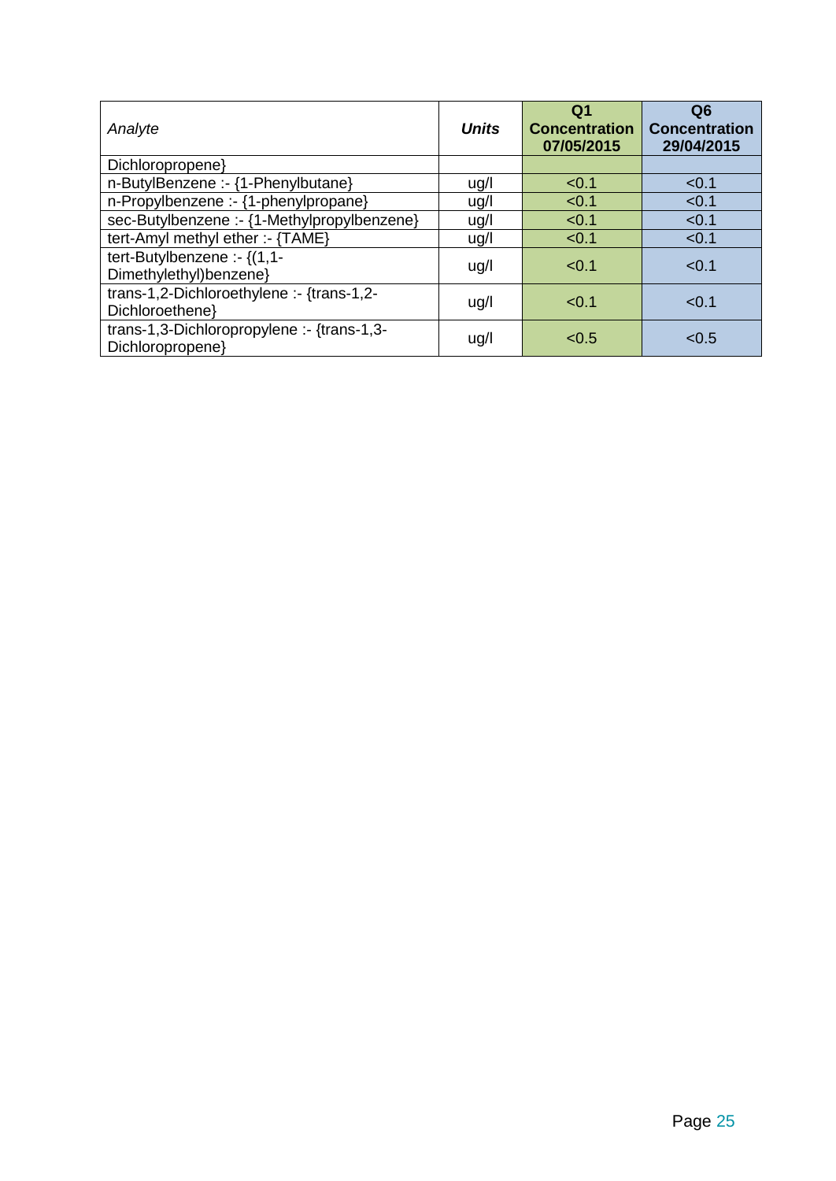| *Analyte* | ***Units*** | **Q1 Concentration 07/05/2015** | **Q6 Concentration 29/04/2015** |
|---|---|---|---|
| Dichloropropene} | | | |
| n-ButylBenzene :- {1-Phenylbutane} | ug/l | <0.1 | <0.1 |
| n-Propylbenzene :- {1-phenylpropane} | ug/l | <0.1 | <0.1 |
| sec-Butylbenzene :- {1-Methylpropylbenzene} | ug/l | <0.1 | <0.1 |
| tert-Amyl methyl ether :- {TAME} | ug/l | <0.1 | <0.1 |
| tert-Butylbenzene :- {(1,1-Dimethylethyl)benzene} | ug/l | <0.1 | <0.1 |
| trans-1,2-Dichloroethylene :- {trans-1,2-Dichloroethene} | ug/l | <0.1 | <0.1 |
| trans-1,3-Dichloropropylene :- {trans-1,3-Dichloropropene} | ug/l | <0.5 | <0.5 |